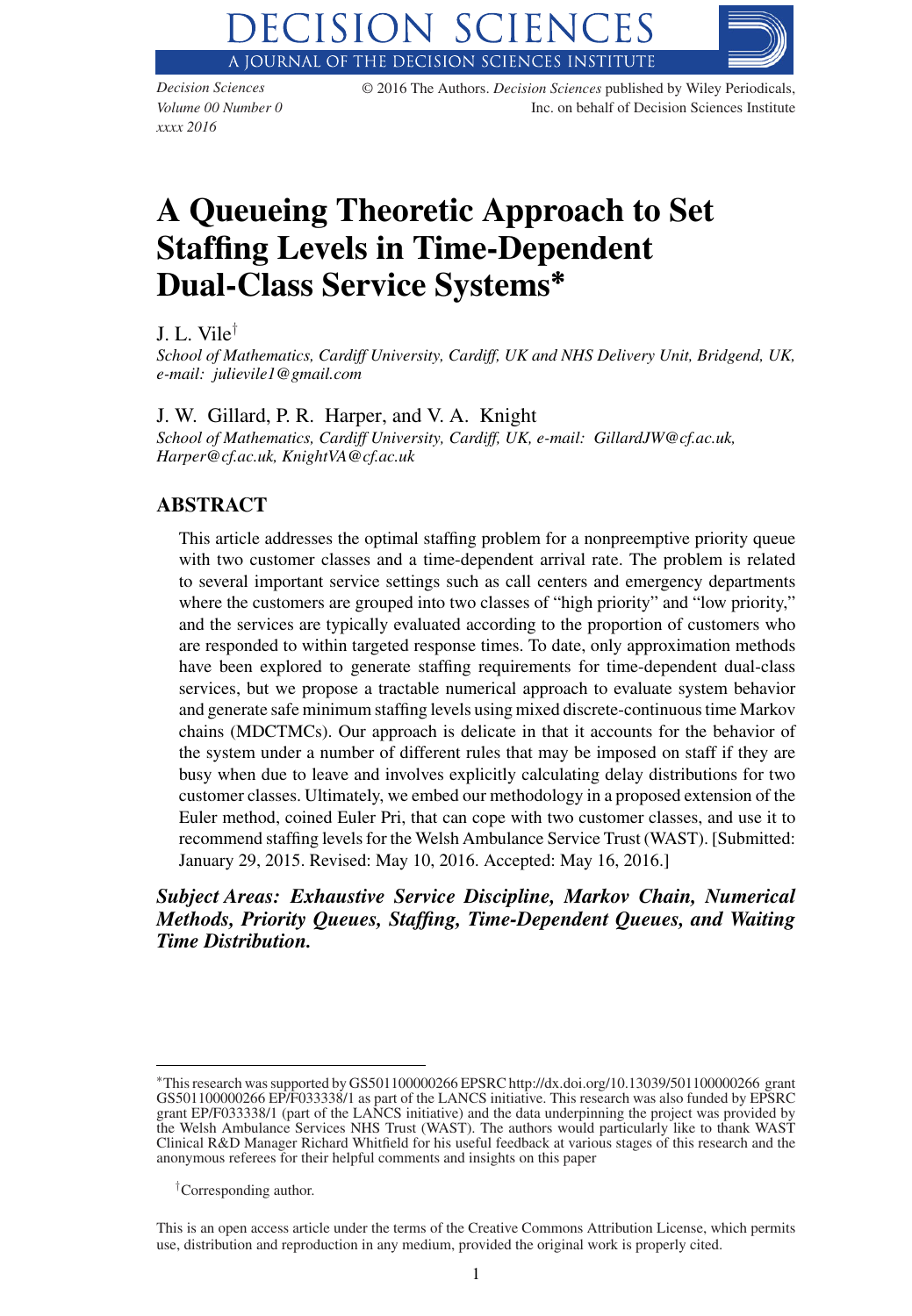# A Queueing Theoretic Approach to Set Staffing Levels in Time-Dependent Dual-Class Service Systems*

J. L. Vile[†]

*School of Mathematics, Cardiff University, Cardiff, UK and NHS Delivery Unit, Bridgend, UK, e-mail: julievile1@gmail.com*

J. W. Gillard, P. R. Harper, and V. A. Knight

*School of Mathematics, Cardiff University, Cardiff, UK, e-mail: GillardJW@cf.ac.uk, Harper@cf.ac.uk, KnightVA@cf.ac.uk*

## ABSTRACT

This article addresses the optimal staffing problem for a nonpreemptive priority queue with two customer classes and a time-dependent arrival rate. The problem is related to several important service settings such as call centers and emergency departments where the customers are grouped into two classes of "high priority" and "low priority," and the services are typically evaluated according to the proportion of customers who are responded to within targeted response times. To date, only approximation methods have been explored to generate staffing requirements for time-dependent dual-class services, but we propose a tractable numerical approach to evaluate system behavior and generate safe minimum staffing levels using mixed discrete-continuous time Markov chains (MDCTMCs). Our approach is delicate in that it accounts for the behavior of the system under a number of different rules that may be imposed on staff if they are busy when due to leave and involves explicitly calculating delay distributions for two customer classes. Ultimately, we embed our methodology in a proposed extension of the Euler method, coined Euler Pri, that can cope with two customer classes, and use it to recommend staffing levels for the Welsh Ambulance Service Trust (WAST). [Submitted: January 29, 2015. Revised: May 10, 2016. Accepted: May 16, 2016.]

***Subject Areas: Exhaustive Service Discipline, Markov Chain, Numerical Methods, Priority Queues, Staffing, Time-Dependent Queues, and Waiting Time Distribution.***

---

*This research was supported by GS501100000266 EPSRC http://dx.doi.org/10.13039/501100000266 grant GS501100000266 EP/F033338/1 as part of the LANCS initiative. This research was also funded by EPSRC grant EP/F033338/1 (part of the LANCS initiative) and the data underpinning the project was provided by the Welsh Ambulance Services NHS Trust (WAST). The authors would particularly like to thank WAST Clinical R&D Manager Richard Whitfield for his useful feedback at various stages of this research and the anonymous referees for their helpful comments and insights on this paper

[†]Corresponding author.

This is an open access article under the terms of the Creative Commons Attribution License, which permits use, distribution and reproduction in any medium, provided the original work is properly cited.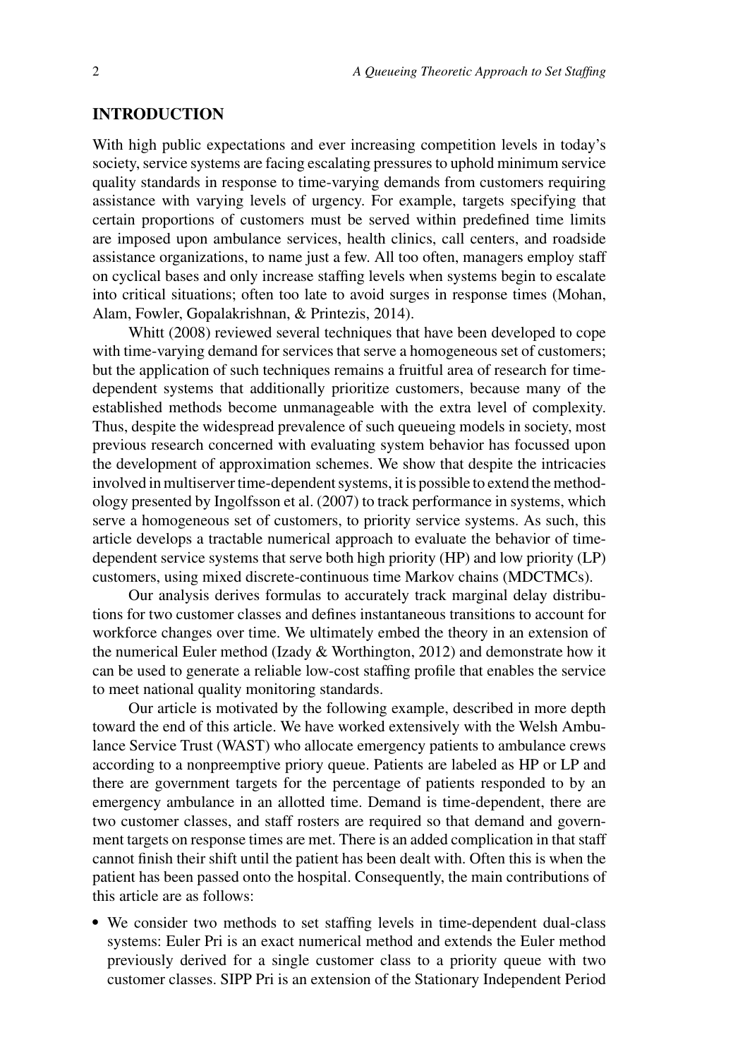## INTRODUCTION

With high public expectations and ever increasing competition levels in today's society, service systems are facing escalating pressures to uphold minimum service quality standards in response to time-varying demands from customers requiring assistance with varying levels of urgency. For example, targets specifying that certain proportions of customers must be served within predefined time limits are imposed upon ambulance services, health clinics, call centers, and roadside assistance organizations, to name just a few. All too often, managers employ staff on cyclical bases and only increase staffing levels when systems begin to escalate into critical situations; often too late to avoid surges in response times (Mohan, Alam, Fowler, Gopalakrishnan, & Printezis, 2014).

Whitt (2008) reviewed several techniques that have been developed to cope with time-varying demand for services that serve a homogeneous set of customers; but the application of such techniques remains a fruitful area of research for time-dependent systems that additionally prioritize customers, because many of the established methods become unmanageable with the extra level of complexity. Thus, despite the widespread prevalence of such queueing models in society, most previous research concerned with evaluating system behavior has focussed upon the development of approximation schemes. We show that despite the intricacies involved in multiserver time-dependent systems, it is possible to extend the methodology presented by Ingolfsson et al. (2007) to track performance in systems, which serve a homogeneous set of customers, to priority service systems. As such, this article develops a tractable numerical approach to evaluate the behavior of time-dependent service systems that serve both high priority (HP) and low priority (LP) customers, using mixed discrete-continuous time Markov chains (MDCTMCs).

Our analysis derives formulas to accurately track marginal delay distributions for two customer classes and defines instantaneous transitions to account for workforce changes over time. We ultimately embed the theory in an extension of the numerical Euler method (Izady & Worthington, 2012) and demonstrate how it can be used to generate a reliable low-cost staffing profile that enables the service to meet national quality monitoring standards.

Our article is motivated by the following example, described in more depth toward the end of this article. We have worked extensively with the Welsh Ambulance Service Trust (WAST) who allocate emergency patients to ambulance crews according to a nonpreemptive priory queue. Patients are labeled as HP or LP and there are government targets for the percentage of patients responded to by an emergency ambulance in an allotted time. Demand is time-dependent, there are two customer classes, and staff rosters are required so that demand and government targets on response times are met. There is an added complication in that staff cannot finish their shift until the patient has been dealt with. Often this is when the patient has been passed onto the hospital. Consequently, the main contributions of this article are as follows:

- We consider two methods to set staffing levels in time-dependent dual-class systems: Euler Pri is an exact numerical method and extends the Euler method previously derived for a single customer class to a priority queue with two customer classes. SIPP Pri is an extension of the Stationary Independent Period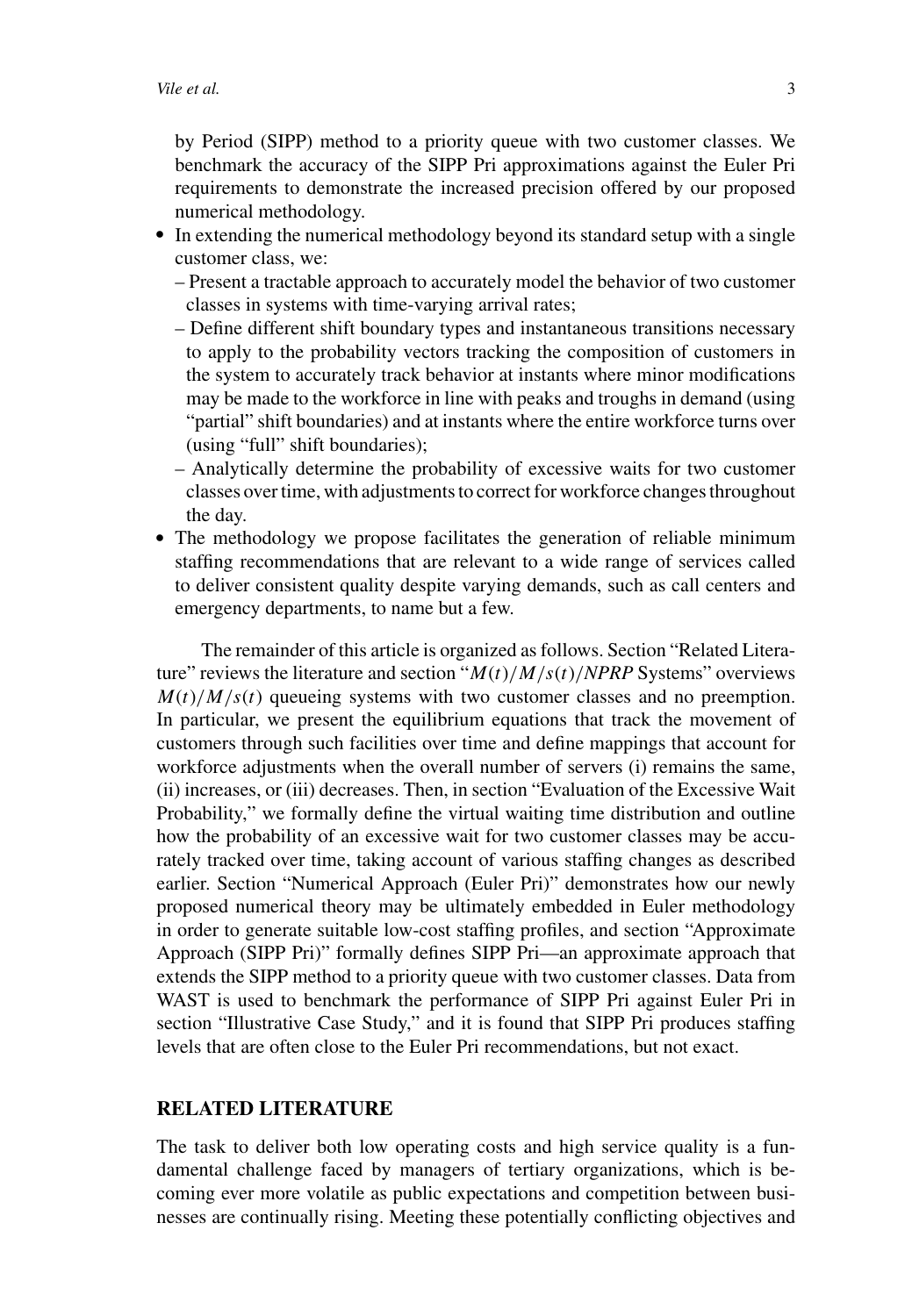by Period (SIPP) method to a priority queue with two customer classes. We benchmark the accuracy of the SIPP Pri approximations against the Euler Pri requirements to demonstrate the increased precision offered by our proposed numerical methodology.

- In extending the numerical methodology beyond its standard setup with a single customer class, we:
  - Present a tractable approach to accurately model the behavior of two customer classes in systems with time-varying arrival rates;
  - Define different shift boundary types and instantaneous transitions necessary to apply to the probability vectors tracking the composition of customers in the system to accurately track behavior at instants where minor modifications may be made to the workforce in line with peaks and troughs in demand (using "partial" shift boundaries) and at instants where the entire workforce turns over (using "full" shift boundaries);
  - Analytically determine the probability of excessive waits for two customer classes over time, with adjustments to correct for workforce changes throughout the day.
- The methodology we propose facilitates the generation of reliable minimum staffing recommendations that are relevant to a wide range of services called to deliver consistent quality despite varying demands, such as call centers and emergency departments, to name but a few.

The remainder of this article is organized as follows. Section "Related Literature" reviews the literature and section "$M(t)/M/s(t)/NPRP$ Systems" overviews $M(t)/M/s(t)$ queueing systems with two customer classes and no preemption. In particular, we present the equilibrium equations that track the movement of customers through such facilities over time and define mappings that account for workforce adjustments when the overall number of servers (i) remains the same, (ii) increases, or (iii) decreases. Then, in section "Evaluation of the Excessive Wait Probability," we formally define the virtual waiting time distribution and outline how the probability of an excessive wait for two customer classes may be accurately tracked over time, taking account of various staffing changes as described earlier. Section "Numerical Approach (Euler Pri)" demonstrates how our newly proposed numerical theory may be ultimately embedded in Euler methodology in order to generate suitable low-cost staffing profiles, and section "Approximate Approach (SIPP Pri)" formally defines SIPP Pri—an approximate approach that extends the SIPP method to a priority queue with two customer classes. Data from WAST is used to benchmark the performance of SIPP Pri against Euler Pri in section "Illustrative Case Study," and it is found that SIPP Pri produces staffing levels that are often close to the Euler Pri recommendations, but not exact.

## RELATED LITERATURE

The task to deliver both low operating costs and high service quality is a fundamental challenge faced by managers of tertiary organizations, which is becoming ever more volatile as public expectations and competition between businesses are continually rising. Meeting these potentially conflicting objectives and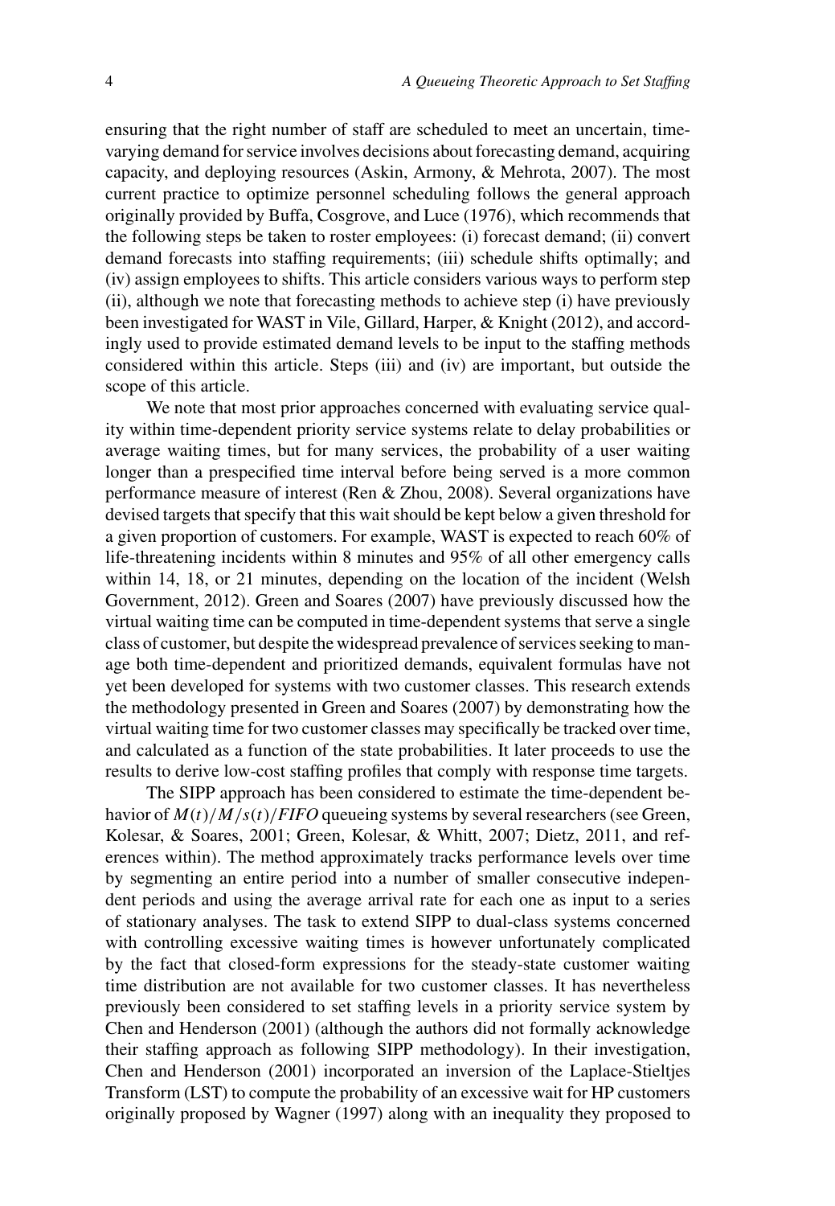ensuring that the right number of staff are scheduled to meet an uncertain, time-varying demand for service involves decisions about forecasting demand, acquiring capacity, and deploying resources (Askin, Armony, & Mehrota, 2007). The most current practice to optimize personnel scheduling follows the general approach originally provided by Buffa, Cosgrove, and Luce (1976), which recommends that the following steps be taken to roster employees: (i) forecast demand; (ii) convert demand forecasts into staffing requirements; (iii) schedule shifts optimally; and (iv) assign employees to shifts. This article considers various ways to perform step (ii), although we note that forecasting methods to achieve step (i) have previously been investigated for WAST in Vile, Gillard, Harper, & Knight (2012), and accordingly used to provide estimated demand levels to be input to the staffing methods considered within this article. Steps (iii) and (iv) are important, but outside the scope of this article.

We note that most prior approaches concerned with evaluating service quality within time-dependent priority service systems relate to delay probabilities or average waiting times, but for many services, the probability of a user waiting longer than a prespecified time interval before being served is a more common performance measure of interest (Ren & Zhou, 2008). Several organizations have devised targets that specify that this wait should be kept below a given threshold for a given proportion of customers. For example, WAST is expected to reach 60% of life-threatening incidents within 8 minutes and 95% of all other emergency calls within 14, 18, or 21 minutes, depending on the location of the incident (Welsh Government, 2012). Green and Soares (2007) have previously discussed how the virtual waiting time can be computed in time-dependent systems that serve a single class of customer, but despite the widespread prevalence of services seeking to manage both time-dependent and prioritized demands, equivalent formulas have not yet been developed for systems with two customer classes. This research extends the methodology presented in Green and Soares (2007) by demonstrating how the virtual waiting time for two customer classes may specifically be tracked over time, and calculated as a function of the state probabilities. It later proceeds to use the results to derive low-cost staffing profiles that comply with response time targets.

The SIPP approach has been considered to estimate the time-dependent behavior of $M(t)/M/s(t)/FIFO$ queueing systems by several researchers (see Green, Kolesar, & Soares, 2001; Green, Kolesar, & Whitt, 2007; Dietz, 2011, and references within). The method approximately tracks performance levels over time by segmenting an entire period into a number of smaller consecutive independent periods and using the average arrival rate for each one as input to a series of stationary analyses. The task to extend SIPP to dual-class systems concerned with controlling excessive waiting times is however unfortunately complicated by the fact that closed-form expressions for the steady-state customer waiting time distribution are not available for two customer classes. It has nevertheless previously been considered to set staffing levels in a priority service system by Chen and Henderson (2001) (although the authors did not formally acknowledge their staffing approach as following SIPP methodology). In their investigation, Chen and Henderson (2001) incorporated an inversion of the Laplace-Stieltjes Transform (LST) to compute the probability of an excessive wait for HP customers originally proposed by Wagner (1997) along with an inequality they proposed to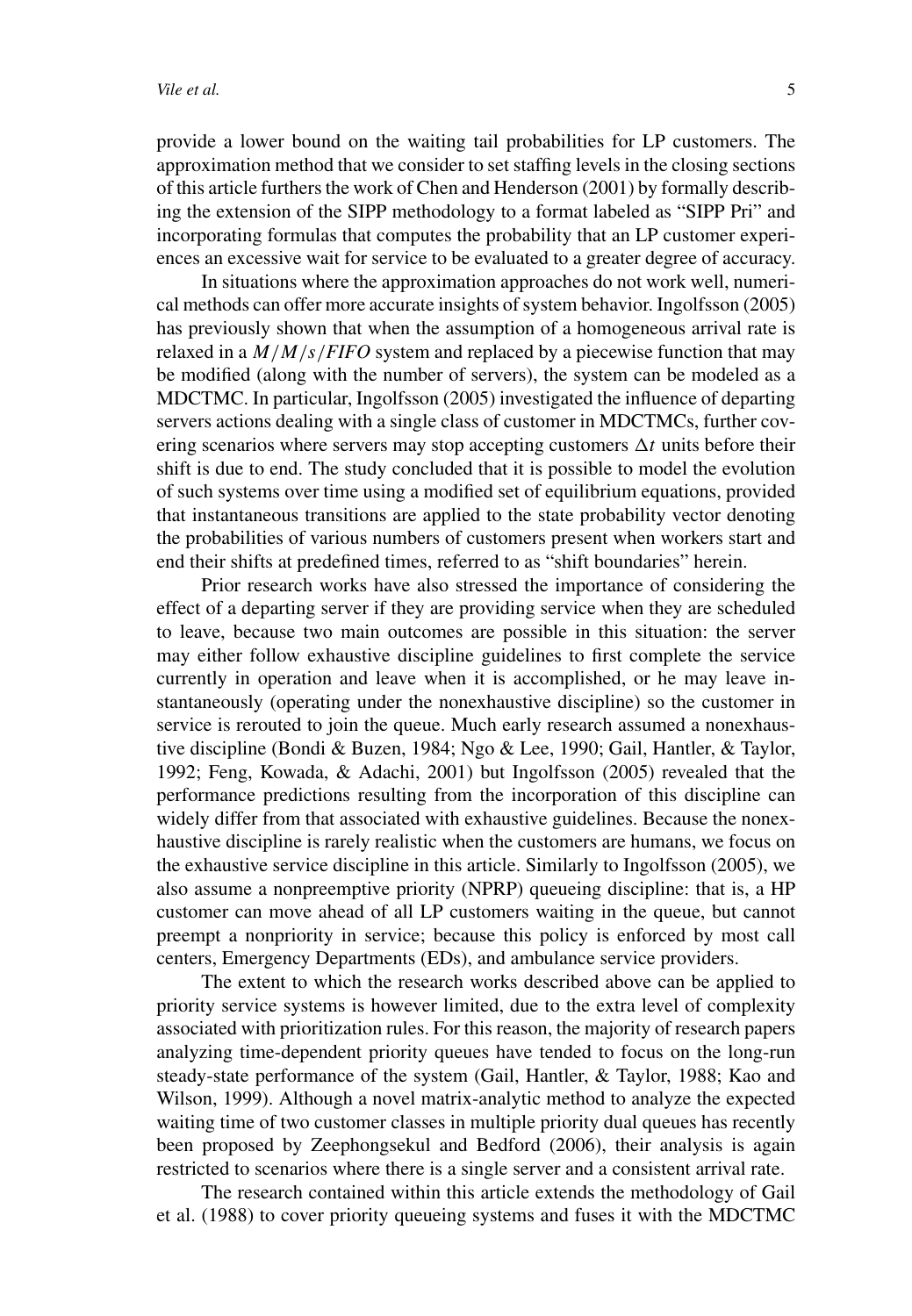provide a lower bound on the waiting tail probabilities for LP customers. The approximation method that we consider to set staffing levels in the closing sections of this article furthers the work of Chen and Henderson (2001) by formally describing the extension of the SIPP methodology to a format labeled as "SIPP Pri" and incorporating formulas that computes the probability that an LP customer experiences an excessive wait for service to be evaluated to a greater degree of accuracy.

In situations where the approximation approaches do not work well, numerical methods can offer more accurate insights of system behavior. Ingolfsson (2005) has previously shown that when the assumption of a homogeneous arrival rate is relaxed in a $M/M/s/FIFO$ system and replaced by a piecewise function that may be modified (along with the number of servers), the system can be modeled as a MDCTMC. In particular, Ingolfsson (2005) investigated the influence of departing servers actions dealing with a single class of customer in MDCTMCs, further covering scenarios where servers may stop accepting customers $\Delta t$ units before their shift is due to end. The study concluded that it is possible to model the evolution of such systems over time using a modified set of equilibrium equations, provided that instantaneous transitions are applied to the state probability vector denoting the probabilities of various numbers of customers present when workers start and end their shifts at predefined times, referred to as "shift boundaries" herein.

Prior research works have also stressed the importance of considering the effect of a departing server if they are providing service when they are scheduled to leave, because two main outcomes are possible in this situation: the server may either follow exhaustive discipline guidelines to first complete the service currently in operation and leave when it is accomplished, or he may leave instantaneously (operating under the nonexhaustive discipline) so the customer in service is rerouted to join the queue. Much early research assumed a nonexhaustive discipline (Bondi & Buzen, 1984; Ngo & Lee, 1990; Gail, Hantler, & Taylor, 1992; Feng, Kowada, & Adachi, 2001) but Ingolfsson (2005) revealed that the performance predictions resulting from the incorporation of this discipline can widely differ from that associated with exhaustive guidelines. Because the nonexhaustive discipline is rarely realistic when the customers are humans, we focus on the exhaustive service discipline in this article. Similarly to Ingolfsson (2005), we also assume a nonpreemptive priority (NPRP) queueing discipline: that is, a HP customer can move ahead of all LP customers waiting in the queue, but cannot preempt a nonpriority in service; because this policy is enforced by most call centers, Emergency Departments (EDs), and ambulance service providers.

The extent to which the research works described above can be applied to priority service systems is however limited, due to the extra level of complexity associated with prioritization rules. For this reason, the majority of research papers analyzing time-dependent priority queues have tended to focus on the long-run steady-state performance of the system (Gail, Hantler, & Taylor, 1988; Kao and Wilson, 1999). Although a novel matrix-analytic method to analyze the expected waiting time of two customer classes in multiple priority dual queues has recently been proposed by Zeephongsekul and Bedford (2006), their analysis is again restricted to scenarios where there is a single server and a consistent arrival rate.

The research contained within this article extends the methodology of Gail et al. (1988) to cover priority queueing systems and fuses it with the MDCTMC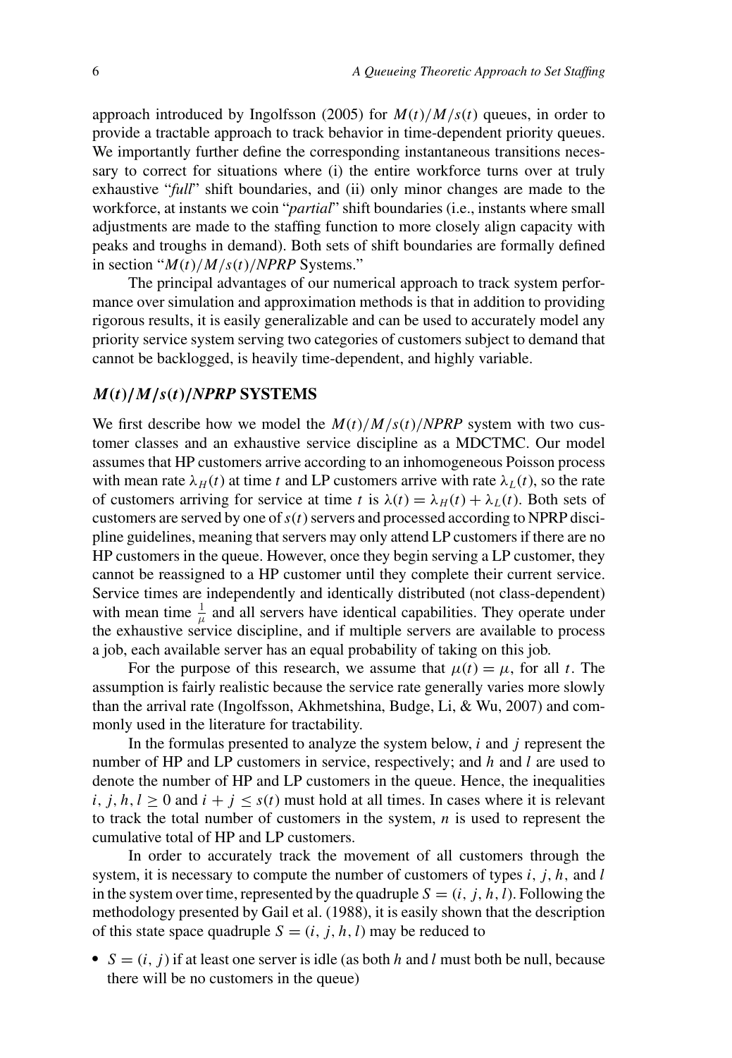approach introduced by Ingolfsson (2005) for $M(t)/M/s(t)$ queues, in order to provide a tractable approach to track behavior in time-dependent priority queues. We importantly further define the corresponding instantaneous transitions necessary to correct for situations where (i) the entire workforce turns over at truly exhaustive "*full*" shift boundaries, and (ii) only minor changes are made to the workforce, at instants we coin "*partial*" shift boundaries (i.e., instants where small adjustments are made to the staffing function to more closely align capacity with peaks and troughs in demand). Both sets of shift boundaries are formally defined in section "$M(t)/M/s(t)/NPRP$ Systems."

The principal advantages of our numerical approach to track system performance over simulation and approximation methods is that in addition to providing rigorous results, it is easily generalizable and can be used to accurately model any priority service system serving two categories of customers subject to demand that cannot be backlogged, is heavily time-dependent, and highly variable.

## $M(t)/M/s(t)/NPRP$ SYSTEMS

We first describe how we model the $M(t)/M/s(t)/NPRP$ system with two customer classes and an exhaustive service discipline as a MDCTMC. Our model assumes that HP customers arrive according to an inhomogeneous Poisson process with mean rate $\lambda_H(t)$ at time $t$ and LP customers arrive with rate $\lambda_L(t)$, so the rate of customers arriving for service at time $t$ is $\lambda(t) = \lambda_H(t) + \lambda_L(t)$. Both sets of customers are served by one of $s(t)$ servers and processed according to NPRP discipline guidelines, meaning that servers may only attend LP customers if there are no HP customers in the queue. However, once they begin serving a LP customer, they cannot be reassigned to a HP customer until they complete their current service. Service times are independently and identically distributed (not class-dependent) with mean time $\frac{1}{\mu}$ and all servers have identical capabilities. They operate under the exhaustive service discipline, and if multiple servers are available to process a job, each available server has an equal probability of taking on this job.

For the purpose of this research, we assume that $\mu(t) = \mu$, for all $t$. The assumption is fairly realistic because the service rate generally varies more slowly than the arrival rate (Ingolfsson, Akhmetshina, Budge, Li, & Wu, 2007) and commonly used in the literature for tractability.

In the formulas presented to analyze the system below, $i$ and $j$ represent the number of HP and LP customers in service, respectively; and $h$ and $l$ are used to denote the number of HP and LP customers in the queue. Hence, the inequalities $i, j, h, l \geq 0$ and $i + j \leq s(t)$ must hold at all times. In cases where it is relevant to track the total number of customers in the system, $n$ is used to represent the cumulative total of HP and LP customers.

In order to accurately track the movement of all customers through the system, it is necessary to compute the number of customers of types $i$, $j$, $h$, and $l$ in the system over time, represented by the quadruple $S = (i, j, h, l)$. Following the methodology presented by Gail et al. (1988), it is easily shown that the description of this state space quadruple $S = (i, j, h, l)$ may be reduced to

- $S = (i, j)$ if at least one server is idle (as both $h$ and $l$ must both be null, because there will be no customers in the queue)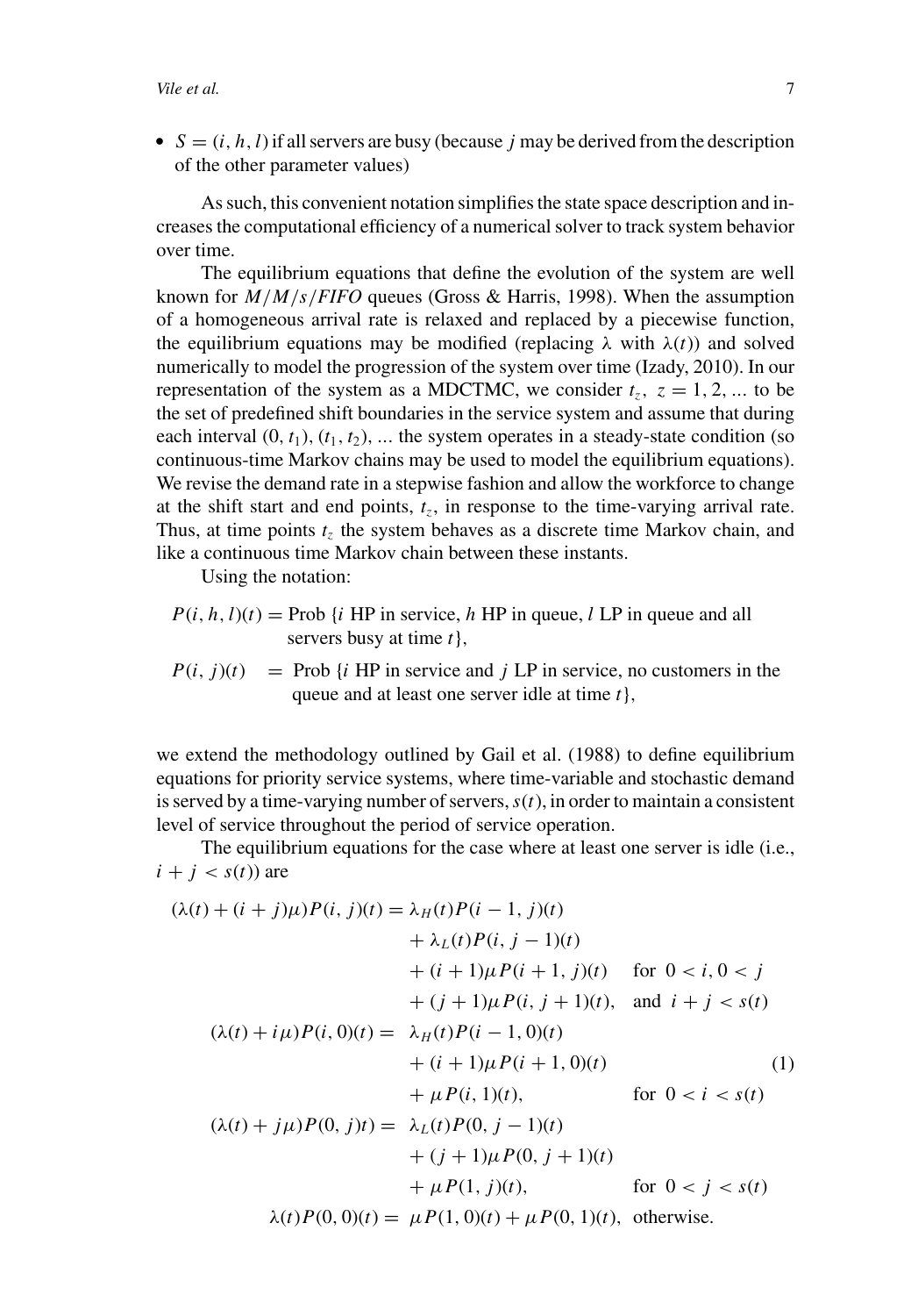- $S = (i, h, l)$ if all servers are busy (because $j$ may be derived from the description of the other parameter values)

As such, this convenient notation simplifies the state space description and increases the computational efficiency of a numerical solver to track system behavior over time.

The equilibrium equations that define the evolution of the system are well known for $M/M/s/FIFO$ queues (Gross & Harris, 1998). When the assumption of a homogeneous arrival rate is relaxed and replaced by a piecewise function, the equilibrium equations may be modified (replacing $\lambda$ with $\lambda(t)$) and solved numerically to model the progression of the system over time (Izady, 2010). In our representation of the system as a MDCTMC, we consider $t_z,\ z = 1, 2, \ldots$ to be the set of predefined shift boundaries in the service system and assume that during each interval $(0, t_1), (t_1, t_2), \ldots$ the system operates in a steady-state condition (so continuous-time Markov chains may be used to model the equilibrium equations). We revise the demand rate in a stepwise fashion and allow the workforce to change at the shift start and end points, $t_z$, in response to the time-varying arrival rate. Thus, at time points $t_z$ the system behaves as a discrete time Markov chain, and like a continuous time Markov chain between these instants.

Using the notation:

$P(i, h, l)(t) =$ Prob {$i$ HP in service, $h$ HP in queue, $l$ LP in queue and all servers busy at time $t$},

$P(i, j)(t) =$ Prob {$i$ HP in service and $j$ LP in service, no customers in the queue and at least one server idle at time $t$},

we extend the methodology outlined by Gail et al. (1988) to define equilibrium equations for priority service systems, where time-variable and stochastic demand is served by a time-varying number of servers, $s(t)$, in order to maintain a consistent level of service throughout the period of service operation.

The equilibrium equations for the case where at least one server is idle (i.e., $i + j < s(t)$) are

$$
\begin{aligned}
(\lambda(t) + (i+j)\mu)P(i,j)(t) &= \lambda_H(t)P(i-1,j)(t) \\
&\quad + \lambda_L(t)P(i,j-1)(t) \\
&\quad + (i+1)\mu P(i+1,j)(t) \quad \text{for } 0 < i, 0 < j \\
&\quad + (j+1)\mu P(i,j+1)(t), \quad \text{and } i + j < s(t) \\
(\lambda(t) + i\mu)P(i,0)(t) &= \lambda_H(t)P(i-1,0)(t) \\
&\quad + (i+1)\mu P(i+1,0)(t) \\
&\quad + \mu P(i,1)(t), \qquad \text{for } 0 < i < s(t) \\
(\lambda(t) + j\mu)P(0,j)t) &= \lambda_L(t)P(0,j-1)(t) \\
&\quad + (j+1)\mu P(0,j+1)(t) \\
&\quad + \mu P(1,j)(t), \qquad \text{for } 0 < j < s(t) \\
\lambda(t)P(0,0)(t) &= \mu P(1,0)(t) + \mu P(0,1)(t), \quad \text{otherwise.}
\end{aligned}
\tag{1}
$$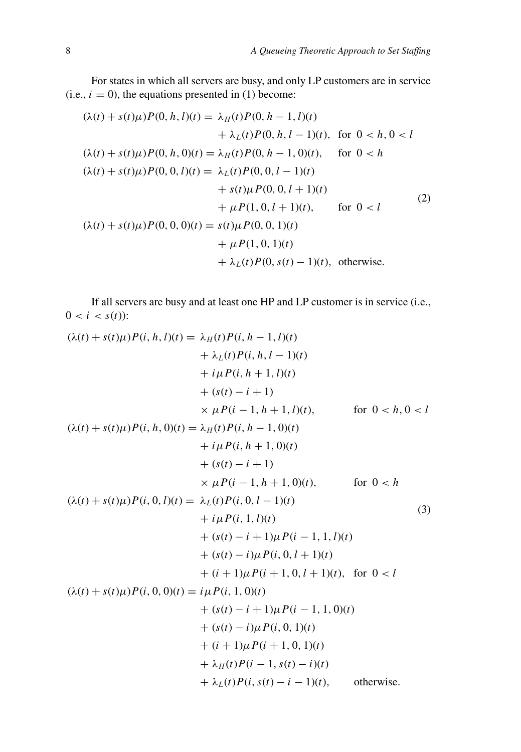For states in which all servers are busy, and only LP customers are in service (i.e., $i = 0$), the equations presented in (1) become:

$$
\begin{aligned}
(\lambda(t) + s(t)\mu)P(0,h,l)(t) &= \lambda_H(t)P(0,h-1,l)(t) \\
&\quad + \lambda_L(t)P(0,h,l-1)(t), \quad \text{for } 0 < h, 0 < l \\
(\lambda(t) + s(t)\mu)P(0,h,0)(t) &= \lambda_H(t)P(0,h-1,0)(t), \quad \text{for } 0 < h \\
(\lambda(t) + s(t)\mu)P(0,0,l)(t) &= \lambda_L(t)P(0,0,l-1)(t) \\
&\quad + s(t)\mu P(0,0,l+1)(t) \\
&\quad + \mu P(1,0,l+1)(t), \quad \text{for } 0 < l \\
(\lambda(t) + s(t)\mu)P(0,0,0)(t) &= s(t)\mu P(0,0,1)(t) \\
&\quad + \mu P(1,0,1)(t) \\
&\quad + \lambda_L(t)P(0,s(t)-1)(t), \quad \text{otherwise.}
\end{aligned}
\tag{2}
$$

If all servers are busy and at least one HP and LP customer is in service (i.e., $0 < i < s(t)$):

$$
\begin{aligned}
(\lambda(t) + s(t)\mu)P(i,h,l)(t) &= \lambda_H(t)P(i,h-1,l)(t) \\
&\quad + \lambda_L(t)P(i,h,l-1)(t) \\
&\quad + i\mu P(i,h+1,l)(t) \\
&\quad + (s(t)-i+1) \\
&\quad \times \mu P(i-1,h+1,l)(t), \quad \text{for } 0 < h, 0 < l \\
(\lambda(t) + s(t)\mu)P(i,h,0)(t) &= \lambda_H(t)P(i,h-1,0)(t) \\
&\quad + i\mu P(i,h+1,0)(t) \\
&\quad + (s(t)-i+1) \\
&\quad \times \mu P(i-1,h+1,0)(t), \quad \text{for } 0 < h \\
(\lambda(t) + s(t)\mu)P(i,0,l)(t) &= \lambda_L(t)P(i,0,l-1)(t) \\
&\quad + i\mu P(i,1,l)(t) \\
&\quad + (s(t)-i+1)\mu P(i-1,1,l)(t) \\
&\quad + (s(t)-i)\mu P(i,0,l+1)(t) \\
&\quad + (i+1)\mu P(i+1,0,l+1)(t), \quad \text{for } 0 < l \\
(\lambda(t) + s(t)\mu)P(i,0,0)(t) &= i\mu P(i,1,0)(t) \\
&\quad + (s(t)-i+1)\mu P(i-1,1,0)(t) \\
&\quad + (s(t)-i)\mu P(i,0,1)(t) \\
&\quad + (i+1)\mu P(i+1,0,1)(t) \\
&\quad + \lambda_H(t)P(i-1,s(t)-i)(t) \\
&\quad + \lambda_L(t)P(i,s(t)-i-1)(t), \quad \text{otherwise.}
\end{aligned}
\tag{3}
$$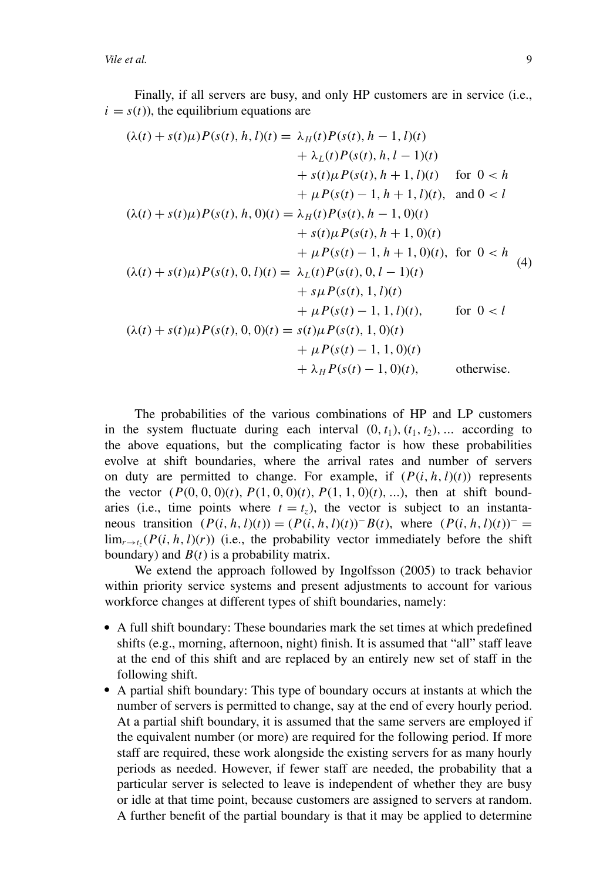Finally, if all servers are busy, and only HP customers are in service (i.e., $i = s(t)$), the equilibrium equations are

$$
\begin{aligned}
(\lambda(t) + s(t)\mu)P(s(t), h, l)(t) =\ & \lambda_H(t)P(s(t), h-1, l)(t) \\
& + \lambda_L(t)P(s(t), h, l-1)(t) \\
& + s(t)\mu P(s(t), h+1, l)(t) \quad \text{for } 0 < h \\
& + \mu P(s(t)-1, h+1, l)(t), \quad \text{and } 0 < l \\
(\lambda(t) + s(t)\mu)P(s(t), h, 0)(t) =\ & \lambda_H(t)P(s(t), h-1, 0)(t) \\
& + s(t)\mu P(s(t), h+1, 0)(t) \\
& + \mu P(s(t)-1, h+1, 0)(t), \quad \text{for } 0 < h \\
(\lambda(t) + s(t)\mu)P(s(t), 0, l)(t) =\ & \lambda_L(t)P(s(t), 0, l-1)(t) \\
& + s\mu P(s(t), 1, l)(t) \\
& + \mu P(s(t)-1, 1, l)(t), \qquad \text{for } 0 < l \\
(\lambda(t) + s(t)\mu)P(s(t), 0, 0)(t) =\ & s(t)\mu P(s(t), 1, 0)(t) \\
& + \mu P(s(t)-1, 1, 0)(t) \\
& + \lambda_H P(s(t)-1, 0)(t), \qquad \text{otherwise.}
\end{aligned}
\tag{4}
$$

The probabilities of the various combinations of HP and LP customers in the system fluctuate during each interval $(0, t_1), (t_1, t_2), \ldots$ according to the above equations, but the complicating factor is how these probabilities evolve at shift boundaries, where the arrival rates and number of servers on duty are permitted to change. For example, if $(P(i, h, l)(t))$ represents the vector $(P(0, 0, 0)(t), P(1, 0, 0)(t), P(1, 1, 0)(t), \ldots)$, then at shift boundaries (i.e., time points where $t = t_z$), the vector is subject to an instantaneous transition $(P(i, h, l)(t)) = (P(i, h, l)(t))^{-}B(t)$, where $(P(i, h, l)(t))^{-} = \lim_{r \to t_z}(P(i, h, l)(r))$ (i.e., the probability vector immediately before the shift boundary) and $B(t)$ is a probability matrix.

We extend the approach followed by Ingolfsson (2005) to track behavior within priority service systems and present adjustments to account for various workforce changes at different types of shift boundaries, namely:

- A full shift boundary: These boundaries mark the set times at which predefined shifts (e.g., morning, afternoon, night) finish. It is assumed that "all" staff leave at the end of this shift and are replaced by an entirely new set of staff in the following shift.
- A partial shift boundary: This type of boundary occurs at instants at which the number of servers is permitted to change, say at the end of every hourly period. At a partial shift boundary, it is assumed that the same servers are employed if the equivalent number (or more) are required for the following period. If more staff are required, these work alongside the existing servers for as many hourly periods as needed. However, if fewer staff are needed, the probability that a particular server is selected to leave is independent of whether they are busy or idle at that time point, because customers are assigned to servers at random. A further benefit of the partial boundary is that it may be applied to determine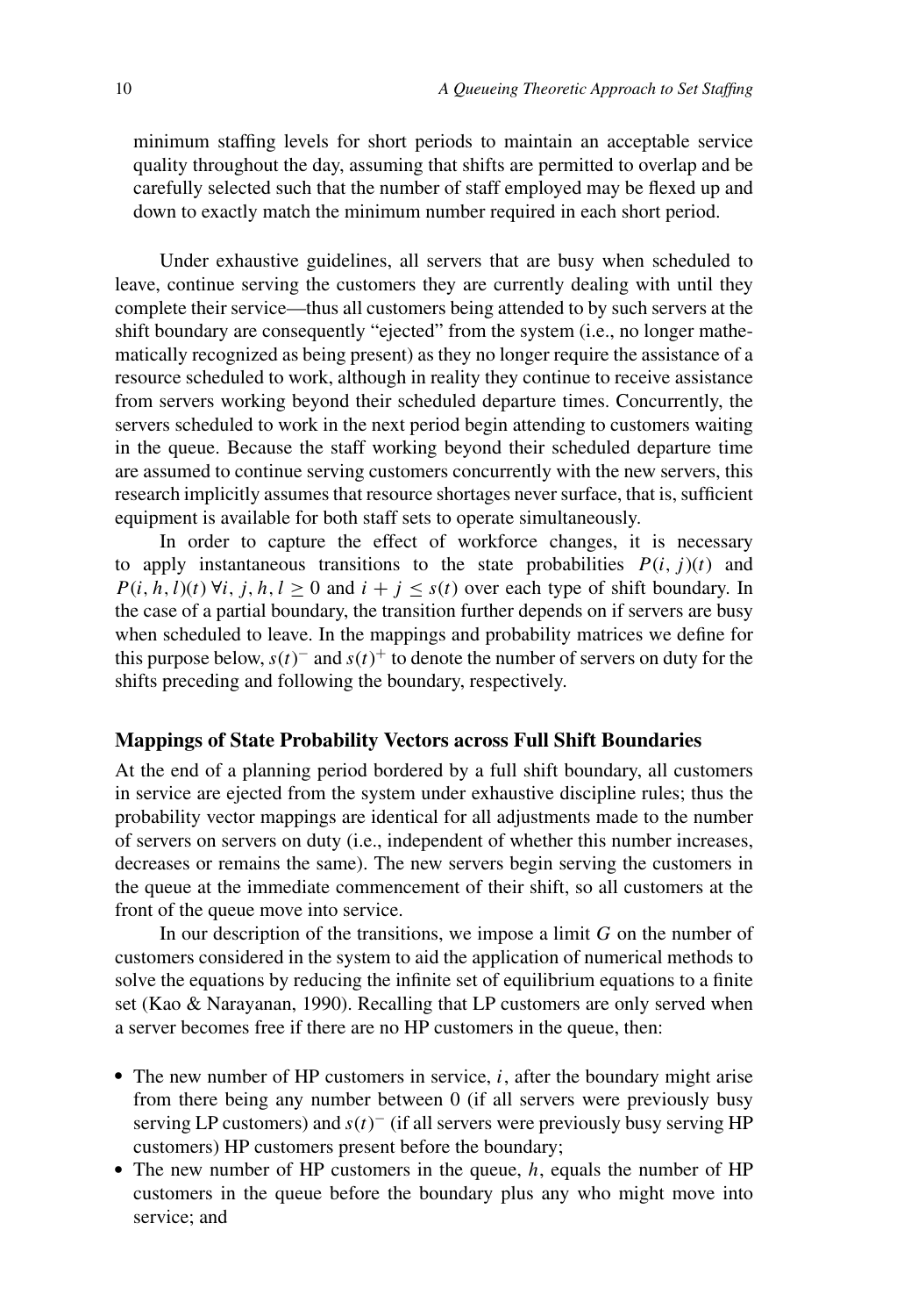minimum staffing levels for short periods to maintain an acceptable service quality throughout the day, assuming that shifts are permitted to overlap and be carefully selected such that the number of staff employed may be flexed up and down to exactly match the minimum number required in each short period.

Under exhaustive guidelines, all servers that are busy when scheduled to leave, continue serving the customers they are currently dealing with until they complete their service—thus all customers being attended to by such servers at the shift boundary are consequently "ejected" from the system (i.e., no longer mathematically recognized as being present) as they no longer require the assistance of a resource scheduled to work, although in reality they continue to receive assistance from servers working beyond their scheduled departure times. Concurrently, the servers scheduled to work in the next period begin attending to customers waiting in the queue. Because the staff working beyond their scheduled departure time are assumed to continue serving customers concurrently with the new servers, this research implicitly assumes that resource shortages never surface, that is, sufficient equipment is available for both staff sets to operate simultaneously.

In order to capture the effect of workforce changes, it is necessary to apply instantaneous transitions to the state probabilities $P(i, j)(t)$ and $P(i, h, l)(t)\ \forall i, j, h, l \geq 0$ and $i + j \leq s(t)$ over each type of shift boundary. In the case of a partial boundary, the transition further depends on if servers are busy when scheduled to leave. In the mappings and probability matrices we define for this purpose below, $s(t)^{-}$ and $s(t)^{+}$ to denote the number of servers on duty for the shifts preceding and following the boundary, respectively.

### Mappings of State Probability Vectors across Full Shift Boundaries

At the end of a planning period bordered by a full shift boundary, all customers in service are ejected from the system under exhaustive discipline rules; thus the probability vector mappings are identical for all adjustments made to the number of servers on servers on duty (i.e., independent of whether this number increases, decreases or remains the same). The new servers begin serving the customers in the queue at the immediate commencement of their shift, so all customers at the front of the queue move into service.

In our description of the transitions, we impose a limit $G$ on the number of customers considered in the system to aid the application of numerical methods to solve the equations by reducing the infinite set of equilibrium equations to a finite set (Kao & Narayanan, 1990). Recalling that LP customers are only served when a server becomes free if there are no HP customers in the queue, then:

- The new number of HP customers in service, $i$, after the boundary might arise from there being any number between 0 (if all servers were previously busy serving LP customers) and $s(t)^{-}$ (if all servers were previously busy serving HP customers) HP customers present before the boundary;
- The new number of HP customers in the queue, $h$, equals the number of HP customers in the queue before the boundary plus any who might move into service; and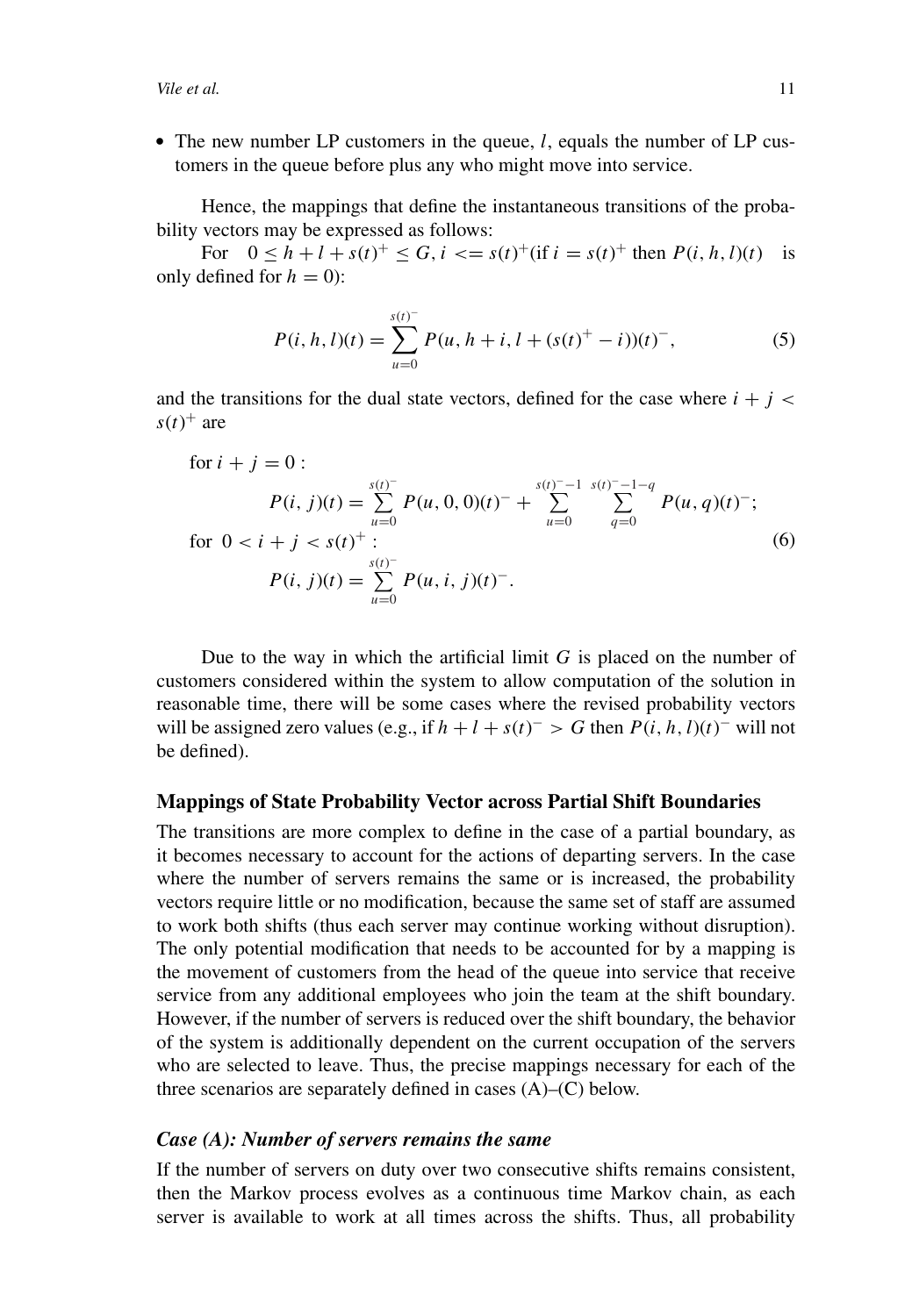- The new number LP customers in the queue, $l$, equals the number of LP customers in the queue before plus any who might move into service.

Hence, the mappings that define the instantaneous transitions of the probability vectors may be expressed as follows:

For $0 \le h + l + s(t)^+ \le G$, $i <= s(t)^+$(if $i = s(t)^+$ then $P(i, h, l)(t)$ is only defined for $h = 0$):

$$P(i, h, l)(t) = \sum_{u=0}^{s(t)^-} P(u, h + i, l + (s(t)^+ - i))(t)^-, \tag{5}$$

and the transitions for the dual state vectors, defined for the case where $i + j < s(t)^+$ are

$$\begin{aligned}
&\text{for } i + j = 0 : \\
&\qquad P(i, j)(t) = \sum_{u=0}^{s(t)^-} P(u, 0, 0)(t)^- + \sum_{u=0}^{s(t)^- -1} \sum_{q=0}^{s(t)^- -1-q} P(u, q)(t)^-; \\
&\text{for } 0 < i + j < s(t)^+ : \\
&\qquad P(i, j)(t) = \sum_{u=0}^{s(t)^-} P(u, i, j)(t)^-.
\end{aligned} \tag{6}$$

Due to the way in which the artificial limit $G$ is placed on the number of customers considered within the system to allow computation of the solution in reasonable time, there will be some cases where the revised probability vectors will be assigned zero values (e.g., if $h + l + s(t)^- > G$ then $P(i, h, l)(t)^-$ will not be defined).

### Mappings of State Probability Vector across Partial Shift Boundaries

The transitions are more complex to define in the case of a partial boundary, as it becomes necessary to account for the actions of departing servers. In the case where the number of servers remains the same or is increased, the probability vectors require little or no modification, because the same set of staff are assumed to work both shifts (thus each server may continue working without disruption). The only potential modification that needs to be accounted for by a mapping is the movement of customers from the head of the queue into service that receive service from any additional employees who join the team at the shift boundary. However, if the number of servers is reduced over the shift boundary, the behavior of the system is additionally dependent on the current occupation of the servers who are selected to leave. Thus, the precise mappings necessary for each of the three scenarios are separately defined in cases (A)–(C) below.

#### *Case (A): Number of servers remains the same*

If the number of servers on duty over two consecutive shifts remains consistent, then the Markov process evolves as a continuous time Markov chain, as each server is available to work at all times across the shifts. Thus, all probability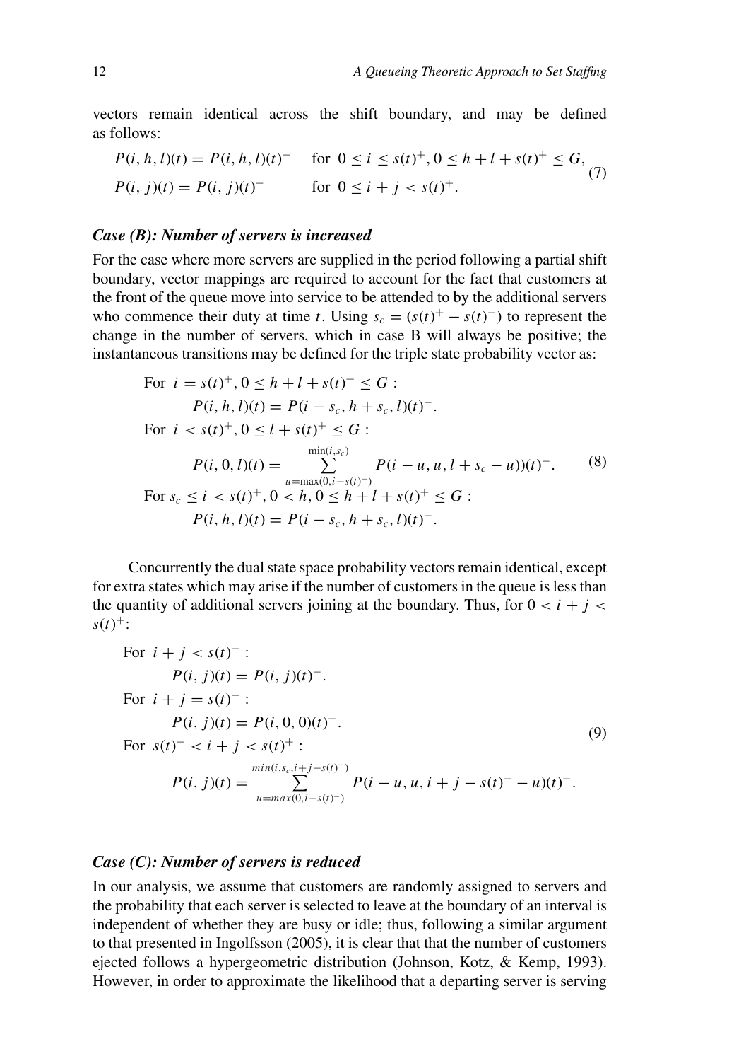vectors remain identical across the shift boundary, and may be defined as follows:

$$
\begin{aligned}
&P(i,h,l)(t) = P(i,h,l)(t)^{-} \quad &&\text{for } 0 \le i \le s(t)^{+}, 0 \le h + l + s(t)^{+} \le G, \\
&P(i,j)(t) = P(i,j)(t)^{-} \quad &&\text{for } 0 \le i + j < s(t)^{+}.
\end{aligned}
\tag{7}
$$

### *Case (B): Number of servers is increased*

For the case where more servers are supplied in the period following a partial shift boundary, vector mappings are required to account for the fact that customers at the front of the queue move into service to be attended to by the additional servers who commence their duty at time $t$. Using $s_c = (s(t)^{+} - s(t)^{-})$ to represent the change in the number of servers, which in case B will always be positive; the instantaneous transitions may be defined for the triple state probability vector as:

$$
\begin{aligned}
&\text{For } i = s(t)^{+}, 0 \le h + l + s(t)^{+} \le G: \\
&\qquad P(i,h,l)(t) = P(i - s_c, h + s_c, l)(t)^{-}. \\
&\text{For } i < s(t)^{+}, 0 \le l + s(t)^{+} \le G: \\
&\qquad P(i,0,l)(t) = \sum_{u=\max(0, i - s(t)^{-})}^{\min(i, s_c)} P(i - u, u, l + s_c - u))(t)^{-}. \\
&\text{For } s_c \le i < s(t)^{+}, 0 < h, 0 \le h + l + s(t)^{+} \le G: \\
&\qquad P(i,h,l)(t) = P(i - s_c, h + s_c, l)(t)^{-}.
\end{aligned}
\tag{8}
$$

Concurrently the dual state space probability vectors remain identical, except for extra states which may arise if the number of customers in the queue is less than the quantity of additional servers joining at the boundary. Thus, for $0 < i + j < s(t)^{+}$:

$$
\begin{aligned}
&\text{For } i + j < s(t)^{-}: \\
&\qquad P(i,j)(t) = P(i,j)(t)^{-}. \\
&\text{For } i + j = s(t)^{-}: \\
&\qquad P(i,j)(t) = P(i,0,0)(t)^{-}. \\
&\text{For } s(t)^{-} < i + j < s(t)^{+}: \\
&\qquad P(i,j)(t) = \sum_{u=max(0, i - s(t)^{-})}^{min(i, s_c, i + j - s(t)^{-})} P(i - u, u, i + j - s(t)^{-} - u)(t)^{-}.
\end{aligned}
\tag{9}
$$

### *Case (C): Number of servers is reduced*

In our analysis, we assume that customers are randomly assigned to servers and the probability that each server is selected to leave at the boundary of an interval is independent of whether they are busy or idle; thus, following a similar argument to that presented in Ingolfsson (2005), it is clear that that the number of customers ejected follows a hypergeometric distribution (Johnson, Kotz, & Kemp, 1993). However, in order to approximate the likelihood that a departing server is serving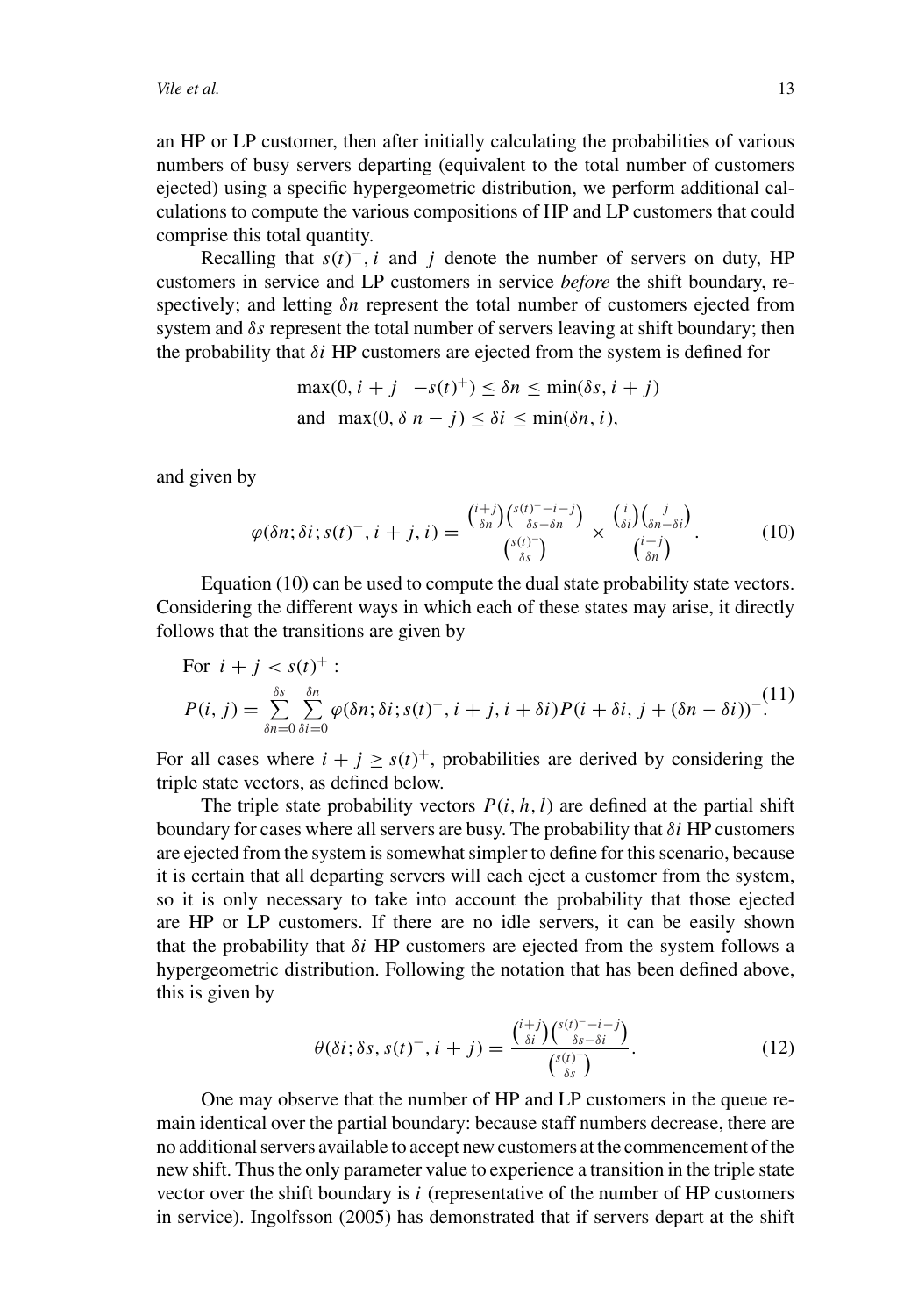an HP or LP customer, then after initially calculating the probabilities of various numbers of busy servers departing (equivalent to the total number of customers ejected) using a specific hypergeometric distribution, we perform additional calculations to compute the various compositions of HP and LP customers that could comprise this total quantity.

Recalling that $s(t)^{-}$, $i$ and $j$ denote the number of servers on duty, HP customers in service and LP customers in service *before* the shift boundary, respectively; and letting $\delta n$ represent the total number of customers ejected from system and $\delta s$ represent the total number of servers leaving at shift boundary; then the probability that $\delta i$ HP customers are ejected from the system is defined for

$$\max(0, i+j \ -s(t)^{+}) \leq \delta n \leq \min(\delta s, i+j)$$
$$\text{and} \ \ \max(0, \delta\, n - j) \leq \delta i \leq \min(\delta n, i),$$

and given by

$$\varphi(\delta n; \delta i; s(t)^{-}, i+j, i) = \frac{\binom{i+j}{\delta n}\binom{s(t)^{-}-i-j}{\delta s - \delta n}}{\binom{s(t)^{-}}{\delta s}} \times \frac{\binom{i}{\delta i}\binom{j}{\delta n - \delta i}}{\binom{i+j}{\delta n}}. \tag{10}$$

Equation (10) can be used to compute the dual state probability state vectors. Considering the different ways in which each of these states may arise, it directly follows that the transitions are given by

$$\text{For} \ \ i+j < s(t)^{+}:$$
$$P(i,j) = \sum_{\delta n=0}^{\delta s}\sum_{\delta i=0}^{\delta n} \varphi(\delta n; \delta i; s(t)^{-}, i+j, i+\delta i) P(i+\delta i, j+(\delta n - \delta i))^{-}. \tag{11}$$

For all cases where $i+j \geq s(t)^{+}$, probabilities are derived by considering the triple state vectors, as defined below.

The triple state probability vectors $P(i,h,l)$ are defined at the partial shift boundary for cases where all servers are busy. The probability that $\delta i$ HP customers are ejected from the system is somewhat simpler to define for this scenario, because it is certain that all departing servers will each eject a customer from the system, so it is only necessary to take into account the probability that those ejected are HP or LP customers. If there are no idle servers, it can be easily shown that the probability that $\delta i$ HP customers are ejected from the system follows a hypergeometric distribution. Following the notation that has been defined above, this is given by

$$\theta(\delta i; \delta s, s(t)^{-}, i+j) = \frac{\binom{i+j}{\delta i}\binom{s(t)^{-}-i-j}{\delta s - \delta i}}{\binom{s(t)^{-}}{\delta s}}. \tag{12}$$

One may observe that the number of HP and LP customers in the queue remain identical over the partial boundary: because staff numbers decrease, there are no additional servers available to accept new customers at the commencement of the new shift. Thus the only parameter value to experience a transition in the triple state vector over the shift boundary is $i$ (representative of the number of HP customers in service). Ingolfsson (2005) has demonstrated that if servers depart at the shift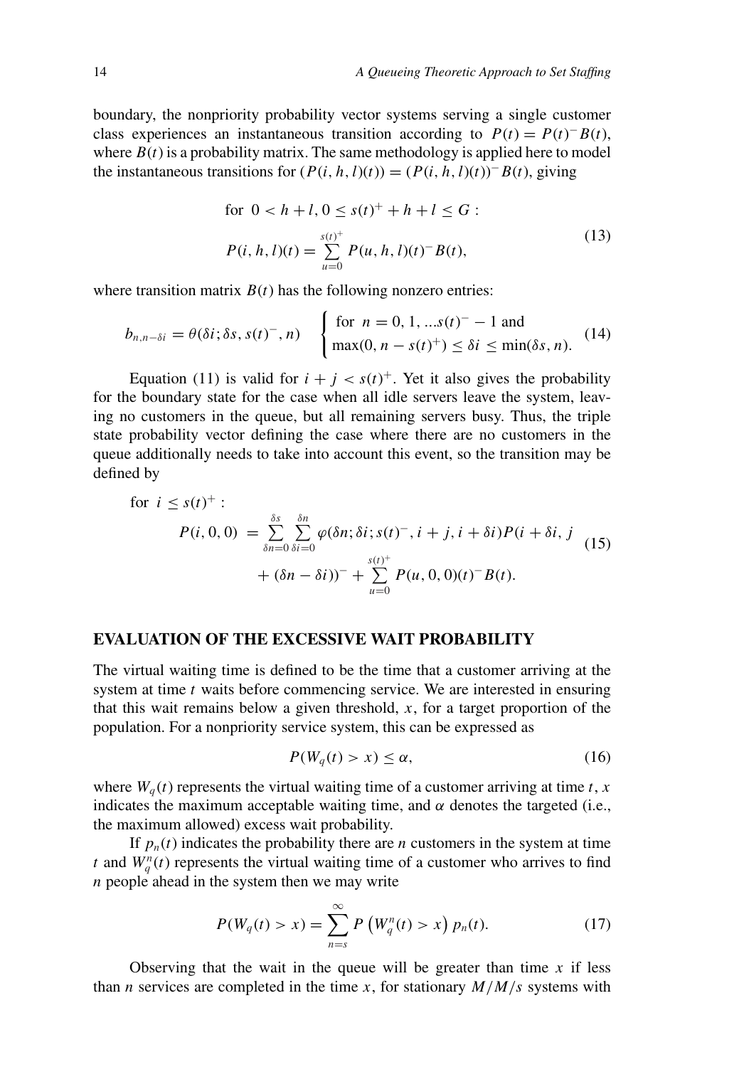boundary, the nonpriority probability vector systems serving a single customer class experiences an instantaneous transition according to $P(t) = P(t)^{-}B(t)$, where $B(t)$ is a probability matrix. The same methodology is applied here to model the instantaneous transitions for $(P(i,h,l)(t)) = (P(i,h,l)(t))^{-}B(t)$, giving

$$\begin{aligned} &\text{for } 0 < h + l, 0 \le s(t)^{+} + h + l \le G: \\ &P(i,h,l)(t) = \sum_{u=0}^{s(t)^{+}} P(u,h,l)(t)^{-}B(t), \end{aligned} \tag{13}$$

where transition matrix $B(t)$ has the following nonzero entries:

$$b_{n,n-\delta i} = \theta(\delta i; \delta s, s(t)^{-}, n) \quad \begin{cases} \text{for } n = 0, 1, \ldots s(t)^{-} - 1 \text{ and} \\ \max(0, n - s(t)^{+}) \le \delta i \le \min(\delta s, n). \end{cases} \tag{14}$$

Equation (11) is valid for $i + j < s(t)^{+}$. Yet it also gives the probability for the boundary state for the case when all idle servers leave the system, leaving no customers in the queue, but all remaining servers busy. Thus, the triple state probability vector defining the case where there are no customers in the queue additionally needs to take into account this event, so the transition may be defined by

$$\begin{aligned} &\text{for } i \le s(t)^{+}: \\ &P(i,0,0) = \sum_{\delta n=0}^{\delta s} \sum_{\delta i=0}^{\delta n} \varphi(\delta n; \delta i; s(t)^{-}, i + j, i + \delta i) P(i + \delta i, j \\ &\qquad + (\delta n - \delta i))^{-} + \sum_{u=0}^{s(t)^{+}} P(u,0,0)(t)^{-}B(t). \end{aligned} \tag{15}$$

## EVALUATION OF THE EXCESSIVE WAIT PROBABILITY

The virtual waiting time is defined to be the time that a customer arriving at the system at time $t$ waits before commencing service. We are interested in ensuring that this wait remains below a given threshold, $x$, for a target proportion of the population. For a nonpriority service system, this can be expressed as

$$P(W_q(t) > x) \le \alpha, \tag{16}$$

where $W_q(t)$ represents the virtual waiting time of a customer arriving at time $t$, $x$ indicates the maximum acceptable waiting time, and $\alpha$ denotes the targeted (i.e., the maximum allowed) excess wait probability.

If $p_n(t)$ indicates the probability there are $n$ customers in the system at time $t$ and $W_q^n(t)$ represents the virtual waiting time of a customer who arrives to find $n$ people ahead in the system then we may write

$$P(W_q(t) > x) = \sum_{n=s}^{\infty} P\left(W_q^n(t) > x\right) p_n(t). \tag{17}$$

Observing that the wait in the queue will be greater than time $x$ if less than $n$ services are completed in the time $x$, for stationary $M/M/s$ systems with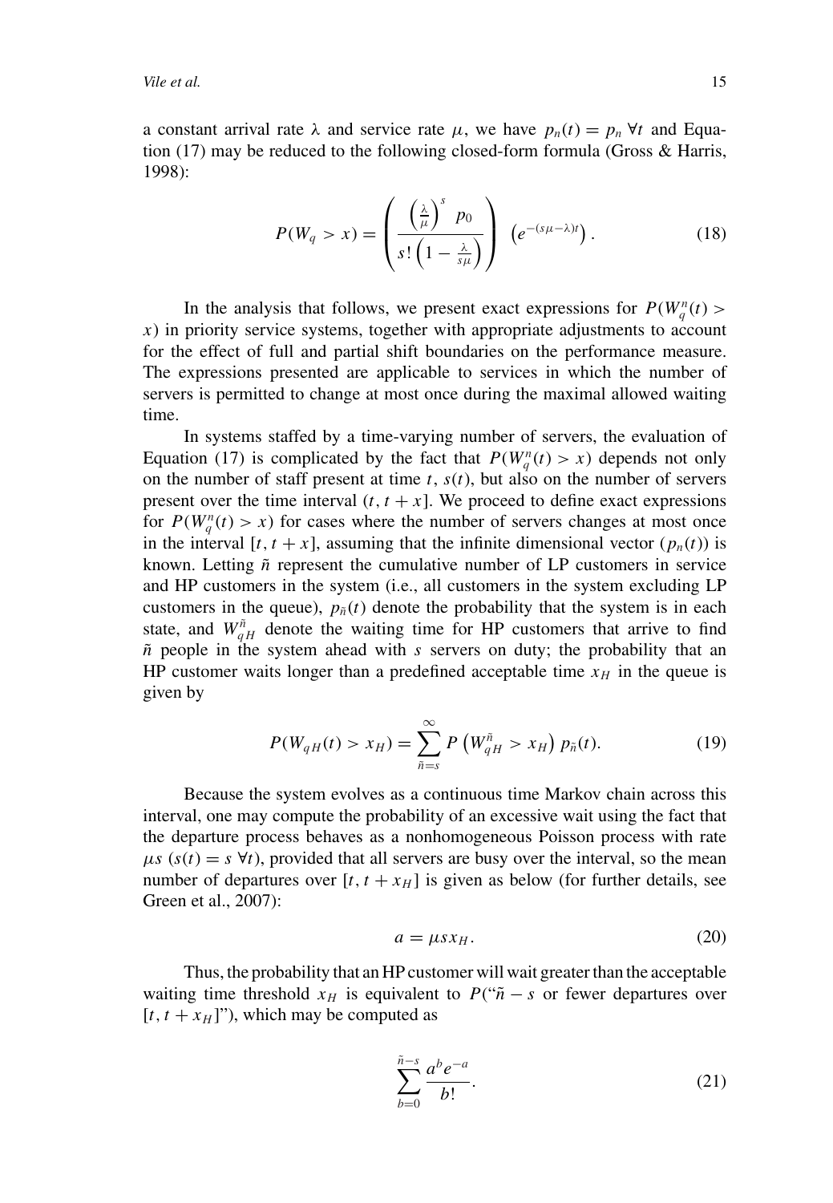a constant arrival rate $\lambda$ and service rate $\mu$, we have $p_n(t) = p_n \ \forall t$ and Equation (17) may be reduced to the following closed-form formula (Gross & Harris, 1998):

$$P(W_q > x) = \left( \frac{\left(\frac{\lambda}{\mu}\right)^s \ p_0}{s! \left(1 - \frac{\lambda}{s\mu}\right)} \right) \left(e^{-(s\mu - \lambda)t}\right). \tag{18}$$

In the analysis that follows, we present exact expressions for $P(W_q^n(t) > x)$ in priority service systems, together with appropriate adjustments to account for the effect of full and partial shift boundaries on the performance measure. The expressions presented are applicable to services in which the number of servers is permitted to change at most once during the maximal allowed waiting time.

In systems staffed by a time-varying number of servers, the evaluation of Equation (17) is complicated by the fact that $P(W_q^n(t) > x)$ depends not only on the number of staff present at time $t$, $s(t)$, but also on the number of servers present over the time interval $(t, t + x]$. We proceed to define exact expressions for $P(W_q^n(t) > x)$ for cases where the number of servers changes at most once in the interval $[t, t + x]$, assuming that the infinite dimensional vector $(p_n(t))$ is known. Letting $\tilde{n}$ represent the cumulative number of LP customers in service and HP customers in the system (i.e., all customers in the system excluding LP customers in the queue), $p_{\tilde{n}}(t)$ denote the probability that the system is in each state, and $W_{qH}^{\tilde{n}}$ denote the waiting time for HP customers that arrive to find $\tilde{n}$ people in the system ahead with $s$ servers on duty; the probability that an HP customer waits longer than a predefined acceptable time $x_H$ in the queue is given by

$$P(W_{qH}(t) > x_H) = \sum_{\tilde{n}=s}^{\infty} P\left(W_{qH}^{\tilde{n}} > x_H\right) p_{\tilde{n}}(t). \tag{19}$$

Because the system evolves as a continuous time Markov chain across this interval, one may compute the probability of an excessive wait using the fact that the departure process behaves as a nonhomogeneous Poisson process with rate $\mu s$ ($s(t) = s \ \forall t$), provided that all servers are busy over the interval, so the mean number of departures over $[t, t + x_H]$ is given as below (for further details, see Green et al., 2007):

$$a = \mu s x_H. \tag{20}$$

Thus, the probability that an HP customer will wait greater than the acceptable waiting time threshold $x_H$ is equivalent to $P$("$\tilde{n} - s$ or fewer departures over $[t, t + x_H]$"), which may be computed as

$$\sum_{b=0}^{\tilde{n}-s} \frac{a^b e^{-a}}{b!}. \tag{21}$$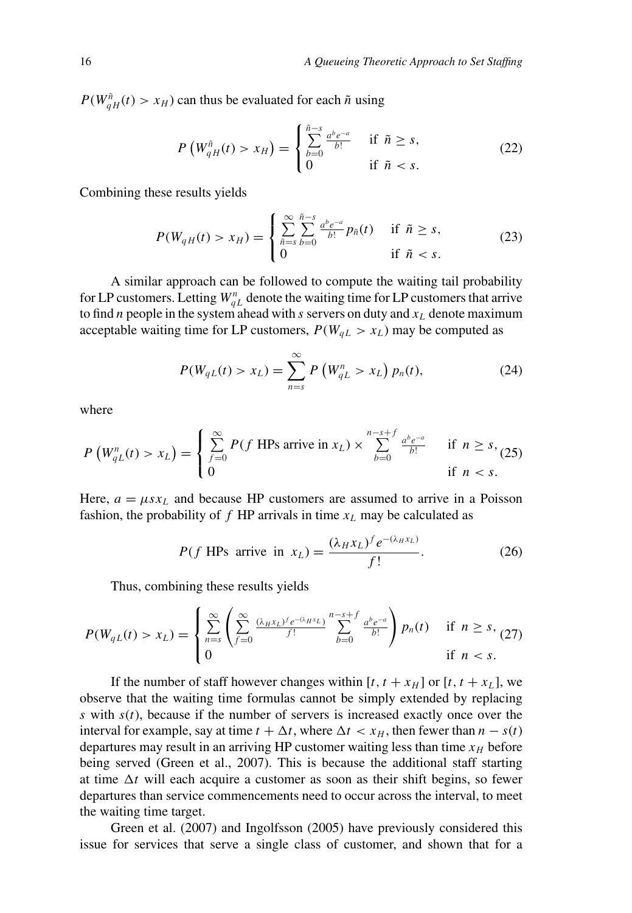$P(W_{qH}^{\tilde{n}}(t) > x_H)$ can thus be evaluated for each $\tilde{n}$ using

$$P\left(W_{qH}^{\tilde{n}}(t) > x_H\right) = \begin{cases} \sum_{b=0}^{\tilde{n}-s} \frac{a^b e^{-a}}{b!} & \text{if } \tilde{n} \geq s, \\ 0 & \text{if } \tilde{n} < s. \end{cases} \tag{22}$$

Combining these results yields

$$P(W_{qH}(t) > x_H) = \begin{cases} \sum_{\tilde{n}=s}^{\infty} \sum_{b=0}^{\tilde{n}-s} \frac{a^b e^{-a}}{b!} p_{\tilde{n}}(t) & \text{if } \tilde{n} \geq s, \\ 0 & \text{if } \tilde{n} < s. \end{cases} \tag{23}$$

A similar approach can be followed to compute the waiting tail probability for LP customers. Letting $W_{qL}^{n}$ denote the waiting time for LP customers that arrive to find $n$ people in the system ahead with $s$ servers on duty and $x_L$ denote maximum acceptable waiting time for LP customers, $P(W_{qL} > x_L)$ may be computed as

$$P(W_{qL}(t) > x_L) = \sum_{n=s}^{\infty} P\left(W_{qL}^{n} > x_L\right) p_n(t), \tag{24}$$

where

$$P\left(W_{qL}^{n}(t) > x_L\right) = \begin{cases} \sum_{f=0}^{\infty} P(f \text{ HPs arrive in } x_L) \times \sum_{b=0}^{n-s+f} \frac{a^b e^{-a}}{b!} & \text{if } n \geq s, \\ 0 & \text{if } n < s. \end{cases} \tag{25}$$

Here, $a = \mu s x_L$ and because HP customers are assumed to arrive in a Poisson fashion, the probability of $f$ HP arrivals in time $x_L$ may be calculated as

$$P(f \text{ HPs arrive in } x_L) = \frac{(\lambda_H x_L)^f e^{-(\lambda_H x_L)}}{f!}. \tag{26}$$

Thus, combining these results yields

$$P(W_{qL}(t) > x_L) = \begin{cases} \sum_{n=s}^{\infty} \left( \sum_{f=0}^{\infty} \frac{(\lambda_H x_L)^f e^{-(\lambda_H x_L)}}{f!} \sum_{b=0}^{n-s+f} \frac{a^b e^{-a}}{b!} \right) p_n(t) & \text{if } n \geq s, \\ 0 & \text{if } n < s. \end{cases} \tag{27}$$

If the number of staff however changes within $[t, t + x_H]$ or $[t, t + x_L]$, we observe that the waiting time formulas cannot be simply extended by replacing $s$ with $s(t)$, because if the number of servers is increased exactly once over the interval for example, say at time $t + \Delta t$, where $\Delta t < x_H$, then fewer than $n - s(t)$ departures may result in an arriving HP customer waiting less than time $x_H$ before being served (Green et al., 2007). This is because the additional staff starting at time $\Delta t$ will each acquire a customer as soon as their shift begins, so fewer departures than service commencements need to occur across the interval, to meet the waiting time target.

Green et al. (2007) and Ingolfsson (2005) have previously considered this issue for services that serve a single class of customer, and shown that for a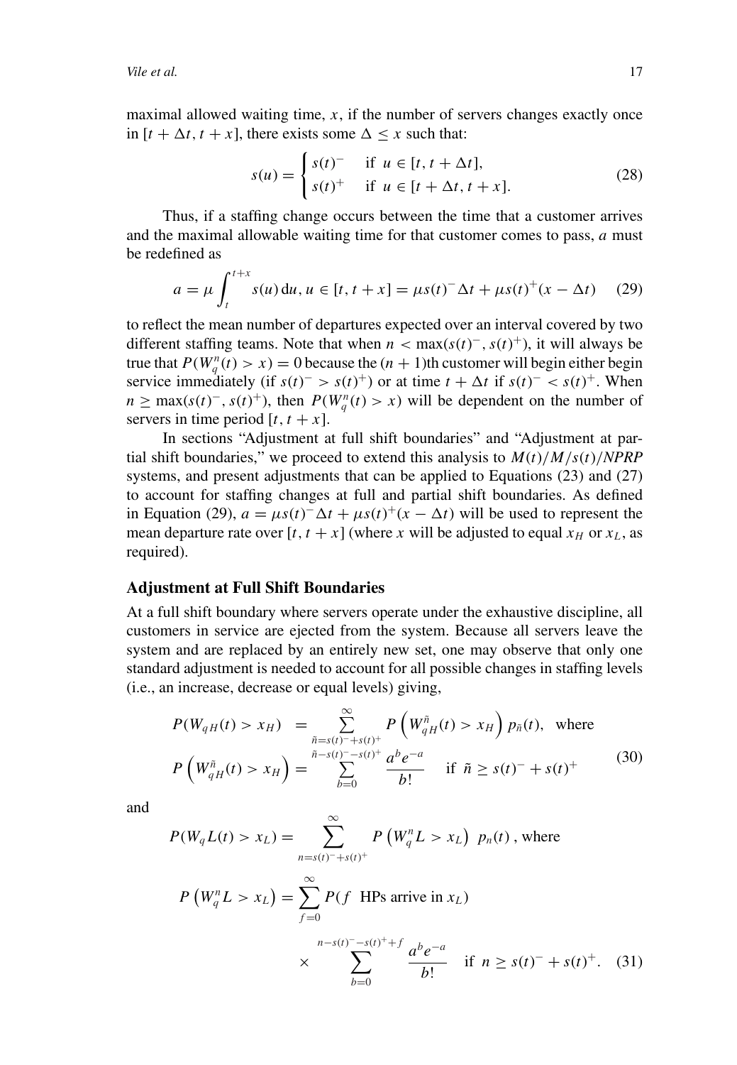maximal allowed waiting time, $x$, if the number of servers changes exactly once in $[t + \Delta t, t + x]$, there exists some $\Delta \leq x$ such that:

$$s(u) = \begin{cases} s(t)^- & \text{if } u \in [t, t + \Delta t], \\ s(t)^+ & \text{if } u \in [t + \Delta t, t + x]. \end{cases} \tag{28}$$

Thus, if a staffing change occurs between the time that a customer arrives and the maximal allowable waiting time for that customer comes to pass, $a$ must be redefined as

$$a = \mu \int_t^{t+x} s(u)\, \mathrm{d}u, u \in [t, t + x] = \mu s(t)^- \Delta t + \mu s(t)^+ (x - \Delta t) \tag{29}$$

to reflect the mean number of departures expected over an interval covered by two different staffing teams. Note that when $n < \max(s(t)^-, s(t)^+)$, it will always be true that $P(W_q^n(t) > x) = 0$ because the $(n+1)$th customer will begin either begin service immediately (if $s(t)^- > s(t)^+$) or at time $t + \Delta t$ if $s(t)^- < s(t)^+$. When $n \geq \max(s(t)^-, s(t)^+)$, then $P(W_q^n(t) > x)$ will be dependent on the number of servers in time period $[t, t + x]$.

In sections "Adjustment at full shift boundaries" and "Adjustment at partial shift boundaries," we proceed to extend this analysis to $M(t)/M/s(t)/NPRP$ systems, and present adjustments that can be applied to Equations (23) and (27) to account for staffing changes at full and partial shift boundaries. As defined in Equation (29), $a = \mu s(t)^- \Delta t + \mu s(t)^+ (x - \Delta t)$ will be used to represent the mean departure rate over $[t, t + x]$ (where $x$ will be adjusted to equal $x_H$ or $x_L$, as required).

## Adjustment at Full Shift Boundaries

At a full shift boundary where servers operate under the exhaustive discipline, all customers in service are ejected from the system. Because all servers leave the system and are replaced by an entirely new set, one may observe that only one standard adjustment is needed to account for all possible changes in staffing levels (i.e., an increase, decrease or equal levels) giving,

$$\begin{aligned} P(W_{qH}(t) > x_H) &= \sum_{\tilde{n}=s(t)^- + s(t)^+}^{\infty} P\left(W_{qH}^{\tilde{n}}(t) > x_H\right) p_{\tilde{n}}(t), \quad \text{where} \\ P\left(W_{qH}^{\tilde{n}}(t) > x_H\right) &= \sum_{b=0}^{\tilde{n}-s(t)^- - s(t)^+} \frac{a^b e^{-a}}{b!} \quad \text{if } \tilde{n} \geq s(t)^- + s(t)^+ \end{aligned} \tag{30}$$

and

$$\begin{aligned} P(W_q L(t) > x_L) &= \sum_{n=s(t)^- + s(t)^+}^{\infty} P\left(W_q^n L > x_L\right) p_n(t)\,, \text{ where} \\ P\left(W_q^n L > x_L\right) &= \sum_{f=0}^{\infty} P(f \text{ HPs arrive in } x_L) \\ &\quad \times \sum_{b=0}^{n-s(t)^- - s(t)^+ + f} \frac{a^b e^{-a}}{b!} \quad \text{if } n \geq s(t)^- + s(t)^+. \end{aligned} \tag{31}$$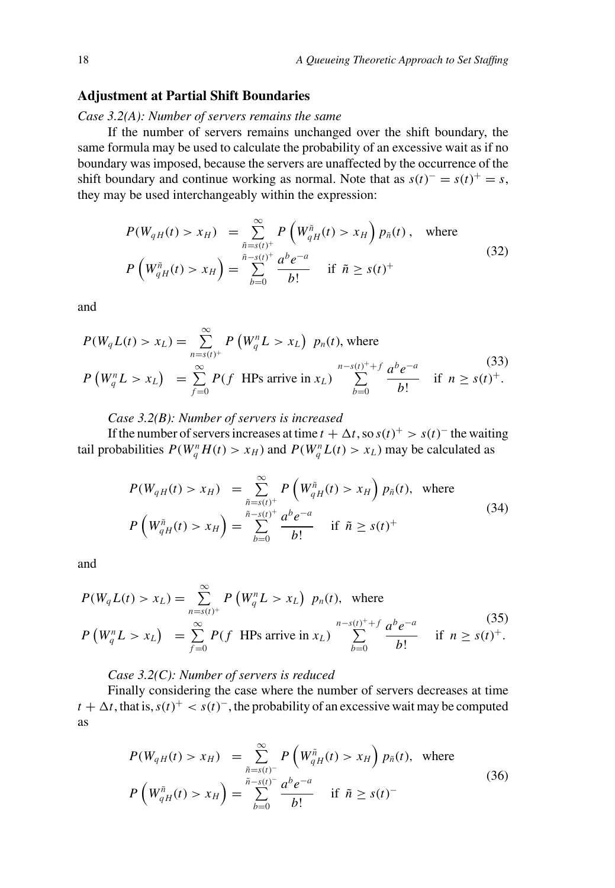### Adjustment at Partial Shift Boundaries

*Case 3.2(A): Number of servers remains the same*

If the number of servers remains unchanged over the shift boundary, the same formula may be used to calculate the probability of an excessive wait as if no boundary was imposed, because the servers are unaffected by the occurrence of the shift boundary and continue working as normal. Note that as $s(t)^- = s(t)^+ = s$, they may be used interchangeably within the expression:

$$
\begin{aligned}
P(W_{qH}(t) > x_H) &= \sum_{\tilde{n}=s(t)^+}^{\infty} P\left(W_{qH}^{\tilde{n}}(t) > x_H\right) p_{\tilde{n}}(t), \quad \text{where} \\
P\left(W_{qH}^{\tilde{n}}(t) > x_H\right) &= \sum_{b=0}^{\tilde{n}-s(t)^+} \frac{a^b e^{-a}}{b!} \quad \text{if } \tilde{n} \geq s(t)^+
\end{aligned}
\tag{32}
$$

and

$$
\begin{aligned}
P(W_q L(t) > x_L) &= \sum_{n=s(t)^+}^{\infty} P\left(W_q^n L > x_L\right) \; p_n(t), \text{ where} \\
P\left(W_q^n L > x_L\right) &= \sum_{f=0}^{\infty} P(f \text{ HPs arrive in } x_L) \sum_{b=0}^{n-s(t)^+ + f} \frac{a^b e^{-a}}{b!} \quad \text{if } n \geq s(t)^+.
\end{aligned}
\tag{33}
$$

*Case 3.2(B): Number of servers is increased*

If the number of servers increases at time $t + \Delta t$, so $s(t)^+ > s(t)^-$ the waiting tail probabilities $P(W_q^n H(t) > x_H)$ and $P(W_q^n L(t) > x_L)$ may be calculated as

$$
\begin{aligned}
P(W_{qH}(t) > x_H) &= \sum_{\tilde{n}=s(t)^+}^{\infty} P\left(W_{qH}^{\tilde{n}}(t) > x_H\right) p_{\tilde{n}}(t), \quad \text{where} \\
P\left(W_{qH}^{\tilde{n}}(t) > x_H\right) &= \sum_{b=0}^{\tilde{n}-s(t)^+} \frac{a^b e^{-a}}{b!} \quad \text{if } \tilde{n} \geq s(t)^+
\end{aligned}
\tag{34}
$$

and

$$
\begin{aligned}
P(W_q L(t) > x_L) &= \sum_{n=s(t)^+}^{\infty} P\left(W_q^n L > x_L\right) \; p_n(t), \quad \text{where} \\
P\left(W_q^n L > x_L\right) &= \sum_{f=0}^{\infty} P(f \text{ HPs arrive in } x_L) \sum_{b=0}^{n-s(t)^+ + f} \frac{a^b e^{-a}}{b!} \quad \text{if } n \geq s(t)^+.
\end{aligned}
\tag{35}
$$

*Case 3.2(C): Number of servers is reduced*

Finally considering the case where the number of servers decreases at time $t + \Delta t$, that is, $s(t)^+ < s(t)^-$, the probability of an excessive wait may be computed as

$$
\begin{aligned}
P(W_{qH}(t) > x_H) &= \sum_{\tilde{n}=s(t)^-}^{\infty} P\left(W_{qH}^{\tilde{n}}(t) > x_H\right) p_{\tilde{n}}(t), \quad \text{where} \\
P\left(W_{qH}^{\tilde{n}}(t) > x_H\right) &= \sum_{b=0}^{\tilde{n}-s(t)^-} \frac{a^b e^{-a}}{b!} \quad \text{if } \tilde{n} \geq s(t)^-
\end{aligned}
\tag{36}
$$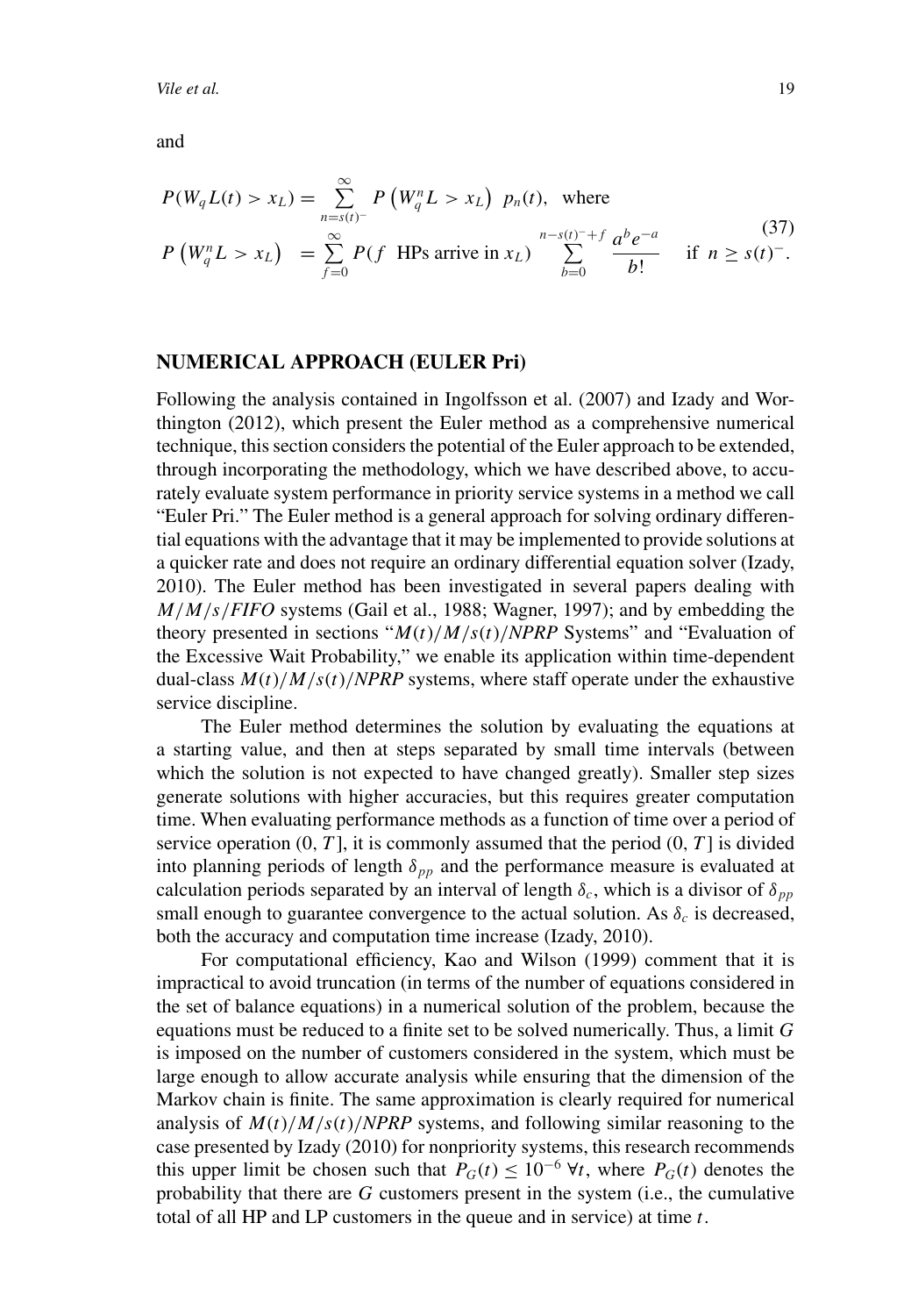and

$$
\begin{aligned}
P(W_q L(t) > x_L) &= \sum_{n=s(t)^-}^{\infty} P\left(W_q^n L > x_L\right) \, p_n(t), \quad \text{where} \\
P\left(W_q^n L > x_L\right) \quad &= \sum_{f=0}^{\infty} P(f \text{ HPs arrive in } x_L) \sum_{b=0}^{n-s(t)^-+f} \frac{a^b e^{-a}}{b!} \quad \text{if } n \geq s(t)^-.
\end{aligned}
\tag{37}
$$

## NUMERICAL APPROACH (EULER Pri)

Following the analysis contained in Ingolfsson et al. (2007) and Izady and Worthington (2012), which present the Euler method as a comprehensive numerical technique, this section considers the potential of the Euler approach to be extended, through incorporating the methodology, which we have described above, to accurately evaluate system performance in priority service systems in a method we call "Euler Pri." The Euler method is a general approach for solving ordinary differential equations with the advantage that it may be implemented to provide solutions at a quicker rate and does not require an ordinary differential equation solver (Izady, 2010). The Euler method has been investigated in several papers dealing with $M/M/s/FIFO$ systems (Gail et al., 1988; Wagner, 1997); and by embedding the theory presented in sections "$M(t)/M/s(t)/NPRP$ Systems" and "Evaluation of the Excessive Wait Probability," we enable its application within time-dependent dual-class $M(t)/M/s(t)/NPRP$ systems, where staff operate under the exhaustive service discipline.

The Euler method determines the solution by evaluating the equations at a starting value, and then at steps separated by small time intervals (between which the solution is not expected to have changed greatly). Smaller step sizes generate solutions with higher accuracies, but this requires greater computation time. When evaluating performance methods as a function of time over a period of service operation $(0, T]$, it is commonly assumed that the period $(0, T]$ is divided into planning periods of length $\delta_{pp}$ and the performance measure is evaluated at calculation periods separated by an interval of length $\delta_c$, which is a divisor of $\delta_{pp}$ small enough to guarantee convergence to the actual solution. As $\delta_c$ is decreased, both the accuracy and computation time increase (Izady, 2010).

For computational efficiency, Kao and Wilson (1999) comment that it is impractical to avoid truncation (in terms of the number of equations considered in the set of balance equations) in a numerical solution of the problem, because the equations must be reduced to a finite set to be solved numerically. Thus, a limit $G$ is imposed on the number of customers considered in the system, which must be large enough to allow accurate analysis while ensuring that the dimension of the Markov chain is finite. The same approximation is clearly required for numerical analysis of $M(t)/M/s(t)/NPRP$ systems, and following similar reasoning to the case presented by Izady (2010) for nonpriority systems, this research recommends this upper limit be chosen such that $P_G(t) \leq 10^{-6} \; \forall t$, where $P_G(t)$ denotes the probability that there are $G$ customers present in the system (i.e., the cumulative total of all HP and LP customers in the queue and in service) at time $t$.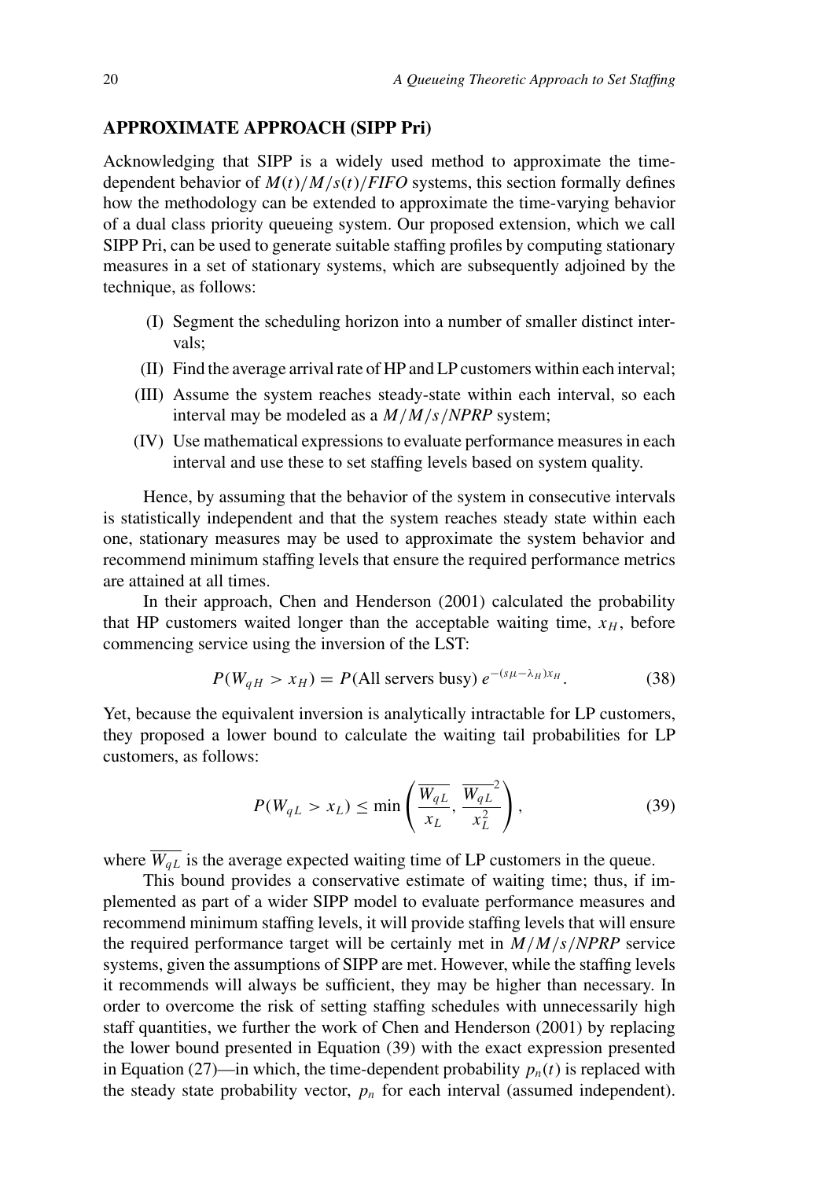## APPROXIMATE APPROACH (SIPP Pri)

Acknowledging that SIPP is a widely used method to approximate the time-dependent behavior of $M(t)/M/s(t)/FIFO$ systems, this section formally defines how the methodology can be extended to approximate the time-varying behavior of a dual class priority queueing system. Our proposed extension, which we call SIPP Pri, can be used to generate suitable staffing profiles by computing stationary measures in a set of stationary systems, which are subsequently adjoined by the technique, as follows:

(I) Segment the scheduling horizon into a number of smaller distinct intervals;

(II) Find the average arrival rate of HP and LP customers within each interval;

(III) Assume the system reaches steady-state within each interval, so each interval may be modeled as a $M/M/s/NPRP$ system;

(IV) Use mathematical expressions to evaluate performance measures in each interval and use these to set staffing levels based on system quality.

Hence, by assuming that the behavior of the system in consecutive intervals is statistically independent and that the system reaches steady state within each one, stationary measures may be used to approximate the system behavior and recommend minimum staffing levels that ensure the required performance metrics are attained at all times.

In their approach, Chen and Henderson (2001) calculated the probability that HP customers waited longer than the acceptable waiting time, $x_H$, before commencing service using the inversion of the LST:

$$P(W_{qH} > x_H) = P(\text{All servers busy})\, e^{-(s\mu - \lambda_H)x_H}. \tag{38}$$

Yet, because the equivalent inversion is analytically intractable for LP customers, they proposed a lower bound to calculate the waiting tail probabilities for LP customers, as follows:

$$P(W_{qL} > x_L) \leq \min\left(\frac{\overline{W_{qL}}}{x_L}, \frac{\overline{W_{qL}}^2}{x_L^2}\right), \tag{39}$$

where $\overline{W_{qL}}$ is the average expected waiting time of LP customers in the queue.

This bound provides a conservative estimate of waiting time; thus, if implemented as part of a wider SIPP model to evaluate performance measures and recommend minimum staffing levels, it will provide staffing levels that will ensure the required performance target will be certainly met in $M/M/s/NPRP$ service systems, given the assumptions of SIPP are met. However, while the staffing levels it recommends will always be sufficient, they may be higher than necessary. In order to overcome the risk of setting staffing schedules with unnecessarily high staff quantities, we further the work of Chen and Henderson (2001) by replacing the lower bound presented in Equation (39) with the exact expression presented in Equation (27)—in which, the time-dependent probability $p_n(t)$ is replaced with the steady state probability vector, $p_n$ for each interval (assumed independent).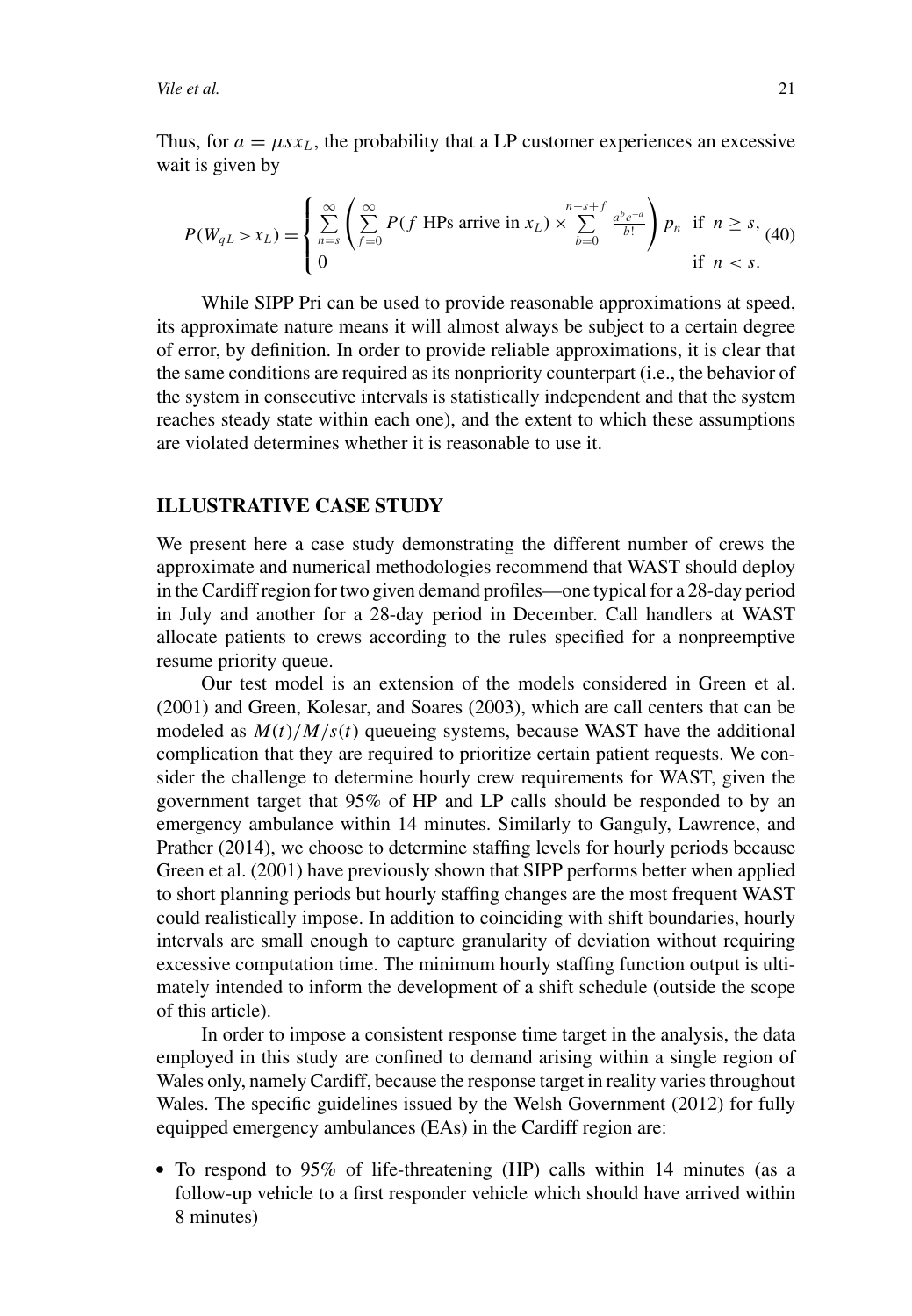Thus, for $a = \mu s x_L$, the probability that a LP customer experiences an excessive wait is given by

$$P(W_{qL} > x_L) = \begin{cases} \sum_{n=s}^{\infty} \left( \sum_{f=0}^{\infty} P(f \text{ HPs arrive in } x_L) \times \sum_{b=0}^{n-s+f} \frac{a^b e^{-a}}{b!} \right) p_n & \text{if } n \geq s, \\ 0 & \text{if } n < s. \end{cases} \quad (40)$$

While SIPP Pri can be used to provide reasonable approximations at speed, its approximate nature means it will almost always be subject to a certain degree of error, by definition. In order to provide reliable approximations, it is clear that the same conditions are required as its nonpriority counterpart (i.e., the behavior of the system in consecutive intervals is statistically independent and that the system reaches steady state within each one), and the extent to which these assumptions are violated determines whether it is reasonable to use it.

## ILLUSTRATIVE CASE STUDY

We present here a case study demonstrating the different number of crews the approximate and numerical methodologies recommend that WAST should deploy in the Cardiff region for two given demand profiles—one typical for a 28-day period in July and another for a 28-day period in December. Call handlers at WAST allocate patients to crews according to the rules specified for a nonpreemptive resume priority queue.

Our test model is an extension of the models considered in Green et al. (2001) and Green, Kolesar, and Soares (2003), which are call centers that can be modeled as $M(t)/M/s(t)$ queueing systems, because WAST have the additional complication that they are required to prioritize certain patient requests. We consider the challenge to determine hourly crew requirements for WAST, given the government target that 95% of HP and LP calls should be responded to by an emergency ambulance within 14 minutes. Similarly to Ganguly, Lawrence, and Prather (2014), we choose to determine staffing levels for hourly periods because Green et al. (2001) have previously shown that SIPP performs better when applied to short planning periods but hourly staffing changes are the most frequent WAST could realistically impose. In addition to coinciding with shift boundaries, hourly intervals are small enough to capture granularity of deviation without requiring excessive computation time. The minimum hourly staffing function output is ultimately intended to inform the development of a shift schedule (outside the scope of this article).

In order to impose a consistent response time target in the analysis, the data employed in this study are confined to demand arising within a single region of Wales only, namely Cardiff, because the response target in reality varies throughout Wales. The specific guidelines issued by the Welsh Government (2012) for fully equipped emergency ambulances (EAs) in the Cardiff region are:

- To respond to 95% of life-threatening (HP) calls within 14 minutes (as a follow-up vehicle to a first responder vehicle which should have arrived within 8 minutes)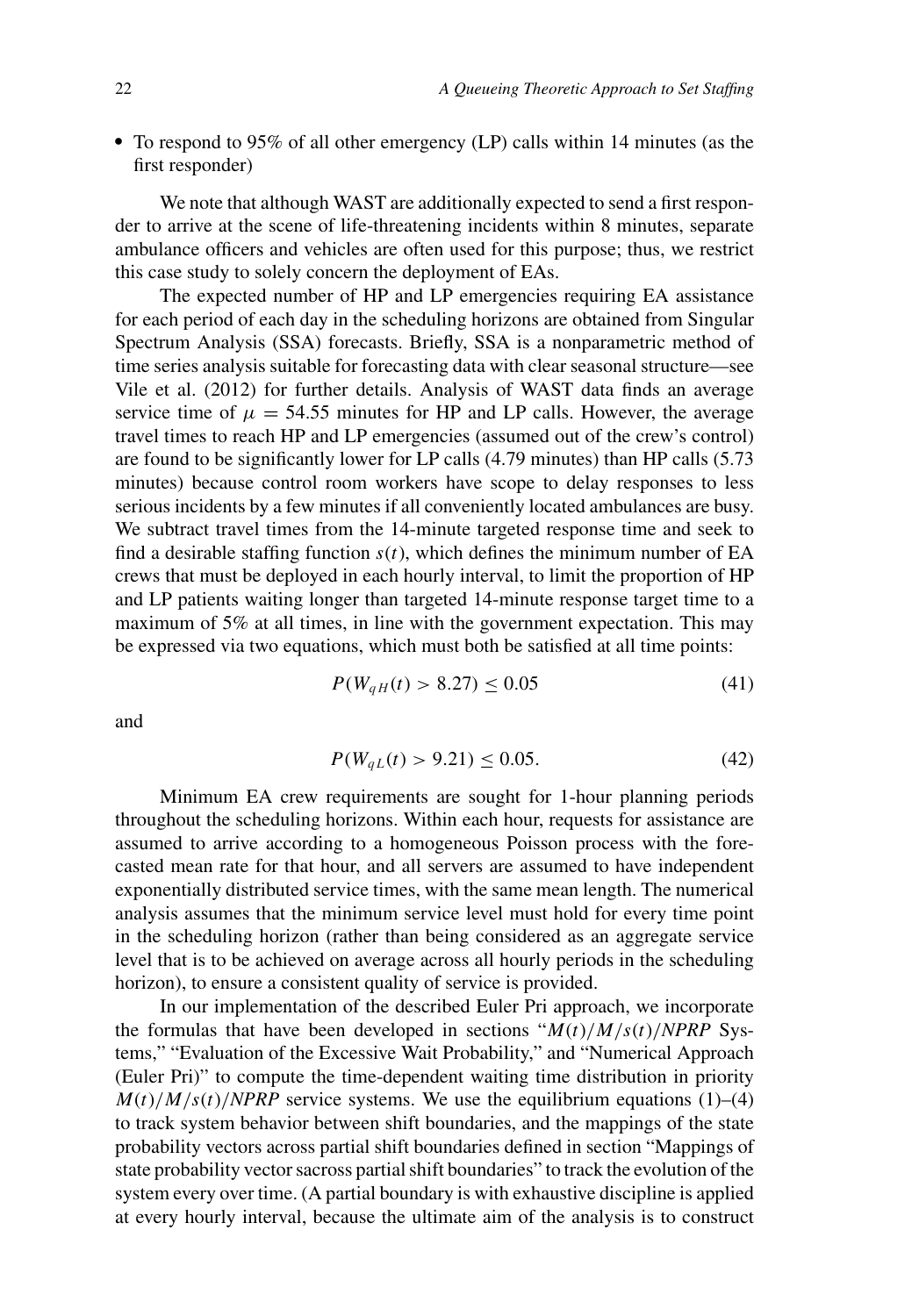- To respond to 95% of all other emergency (LP) calls within 14 minutes (as the first responder)

We note that although WAST are additionally expected to send a first responder to arrive at the scene of life-threatening incidents within 8 minutes, separate ambulance officers and vehicles are often used for this purpose; thus, we restrict this case study to solely concern the deployment of EAs.

The expected number of HP and LP emergencies requiring EA assistance for each period of each day in the scheduling horizons are obtained from Singular Spectrum Analysis (SSA) forecasts. Briefly, SSA is a nonparametric method of time series analysis suitable for forecasting data with clear seasonal structure—see Vile et al. (2012) for further details. Analysis of WAST data finds an average service time of $\mu = 54.55$ minutes for HP and LP calls. However, the average travel times to reach HP and LP emergencies (assumed out of the crew's control) are found to be significantly lower for LP calls (4.79 minutes) than HP calls (5.73 minutes) because control room workers have scope to delay responses to less serious incidents by a few minutes if all conveniently located ambulances are busy. We subtract travel times from the 14-minute targeted response time and seek to find a desirable staffing function $s(t)$, which defines the minimum number of EA crews that must be deployed in each hourly interval, to limit the proportion of HP and LP patients waiting longer than targeted 14-minute response target time to a maximum of 5% at all times, in line with the government expectation. This may be expressed via two equations, which must both be satisfied at all time points:

$$P(W_{qH}(t) > 8.27) \leq 0.05 \tag{41}$$

and

$$P(W_{qL}(t) > 9.21) \leq 0.05. \tag{42}$$

Minimum EA crew requirements are sought for 1-hour planning periods throughout the scheduling horizons. Within each hour, requests for assistance are assumed to arrive according to a homogeneous Poisson process with the forecasted mean rate for that hour, and all servers are assumed to have independent exponentially distributed service times, with the same mean length. The numerical analysis assumes that the minimum service level must hold for every time point in the scheduling horizon (rather than being considered as an aggregate service level that is to be achieved on average across all hourly periods in the scheduling horizon), to ensure a consistent quality of service is provided.

In our implementation of the described Euler Pri approach, we incorporate the formulas that have been developed in sections "$M(t)/M/s(t)/NPRP$ Systems," "Evaluation of the Excessive Wait Probability," and "Numerical Approach (Euler Pri)" to compute the time-dependent waiting time distribution in priority $M(t)/M/s(t)/NPRP$ service systems. We use the equilibrium equations (1)–(4) to track system behavior between shift boundaries, and the mappings of the state probability vectors across partial shift boundaries defined in section "Mappings of state probability vector sacross partial shift boundaries" to track the evolution of the system every over time. (A partial boundary is with exhaustive discipline is applied at every hourly interval, because the ultimate aim of the analysis is to construct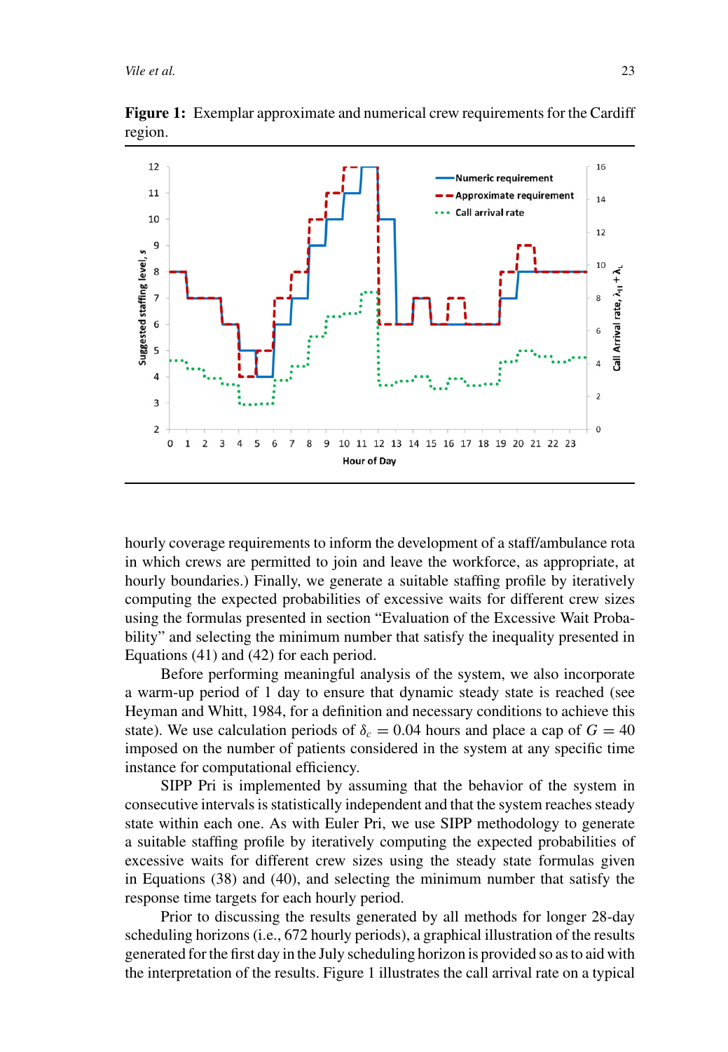**Figure 1:** Exemplar approximate and numerical crew requirements for the Cardiff region.

hourly coverage requirements to inform the development of a staff/ambulance rota in which crews are permitted to join and leave the workforce, as appropriate, at hourly boundaries.) Finally, we generate a suitable staffing profile by iteratively computing the expected probabilities of excessive waits for different crew sizes using the formulas presented in section "Evaluation of the Excessive Wait Probability" and selecting the minimum number that satisfy the inequality presented in Equations (41) and (42) for each period.

Before performing meaningful analysis of the system, we also incorporate a warm-up period of 1 day to ensure that dynamic steady state is reached (see Heyman and Whitt, 1984, for a definition and necessary conditions to achieve this state). We use calculation periods of $\delta_c = 0.04$ hours and place a cap of $G = 40$ imposed on the number of patients considered in the system at any specific time instance for computational efficiency.

SIPP Pri is implemented by assuming that the behavior of the system in consecutive intervals is statistically independent and that the system reaches steady state within each one. As with Euler Pri, we use SIPP methodology to generate a suitable staffing profile by iteratively computing the expected probabilities of excessive waits for different crew sizes using the steady state formulas given in Equations (38) and (40), and selecting the minimum number that satisfy the response time targets for each hourly period.

Prior to discussing the results generated by all methods for longer 28-day scheduling horizons (i.e., 672 hourly periods), a graphical illustration of the results generated for the first day in the July scheduling horizon is provided so as to aid with the interpretation of the results. Figure 1 illustrates the call arrival rate on a typical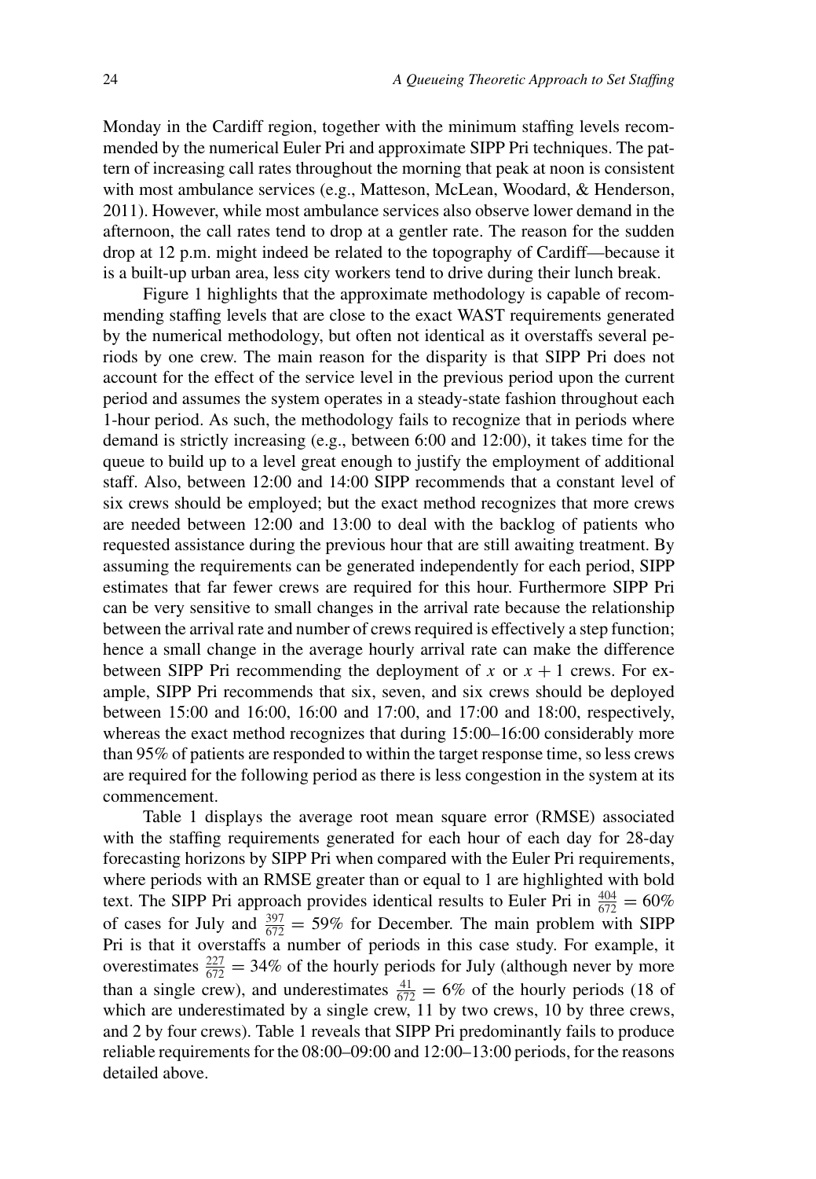Monday in the Cardiff region, together with the minimum staffing levels recommended by the numerical Euler Pri and approximate SIPP Pri techniques. The pattern of increasing call rates throughout the morning that peak at noon is consistent with most ambulance services (e.g., Matteson, McLean, Woodard, & Henderson, 2011). However, while most ambulance services also observe lower demand in the afternoon, the call rates tend to drop at a gentler rate. The reason for the sudden drop at 12 p.m. might indeed be related to the topography of Cardiff—because it is a built-up urban area, less city workers tend to drive during their lunch break.

Figure 1 highlights that the approximate methodology is capable of recommending staffing levels that are close to the exact WAST requirements generated by the numerical methodology, but often not identical as it overstaffs several periods by one crew. The main reason for the disparity is that SIPP Pri does not account for the effect of the service level in the previous period upon the current period and assumes the system operates in a steady-state fashion throughout each 1-hour period. As such, the methodology fails to recognize that in periods where demand is strictly increasing (e.g., between 6:00 and 12:00), it takes time for the queue to build up to a level great enough to justify the employment of additional staff. Also, between 12:00 and 14:00 SIPP recommends that a constant level of six crews should be employed; but the exact method recognizes that more crews are needed between 12:00 and 13:00 to deal with the backlog of patients who requested assistance during the previous hour that are still awaiting treatment. By assuming the requirements can be generated independently for each period, SIPP estimates that far fewer crews are required for this hour. Furthermore SIPP Pri can be very sensitive to small changes in the arrival rate because the relationship between the arrival rate and number of crews required is effectively a step function; hence a small change in the average hourly arrival rate can make the difference between SIPP Pri recommending the deployment of $x$ or $x + 1$ crews. For example, SIPP Pri recommends that six, seven, and six crews should be deployed between 15:00 and 16:00, 16:00 and 17:00, and 17:00 and 18:00, respectively, whereas the exact method recognizes that during 15:00–16:00 considerably more than 95% of patients are responded to within the target response time, so less crews are required for the following period as there is less congestion in the system at its commencement.

Table 1 displays the average root mean square error (RMSE) associated with the staffing requirements generated for each hour of each day for 28-day forecasting horizons by SIPP Pri when compared with the Euler Pri requirements, where periods with an RMSE greater than or equal to 1 are highlighted with bold text. The SIPP Pri approach provides identical results to Euler Pri in $\frac{404}{672} = 60\%$ of cases for July and $\frac{397}{672} = 59\%$ for December. The main problem with SIPP Pri is that it overstaffs a number of periods in this case study. For example, it overestimates $\frac{227}{672} = 34\%$ of the hourly periods for July (although never by more than a single crew), and underestimates $\frac{41}{672} = 6\%$ of the hourly periods (18 of which are underestimated by a single crew, 11 by two crews, 10 by three crews, and 2 by four crews). Table 1 reveals that SIPP Pri predominantly fails to produce reliable requirements for the 08:00–09:00 and 12:00–13:00 periods, for the reasons detailed above.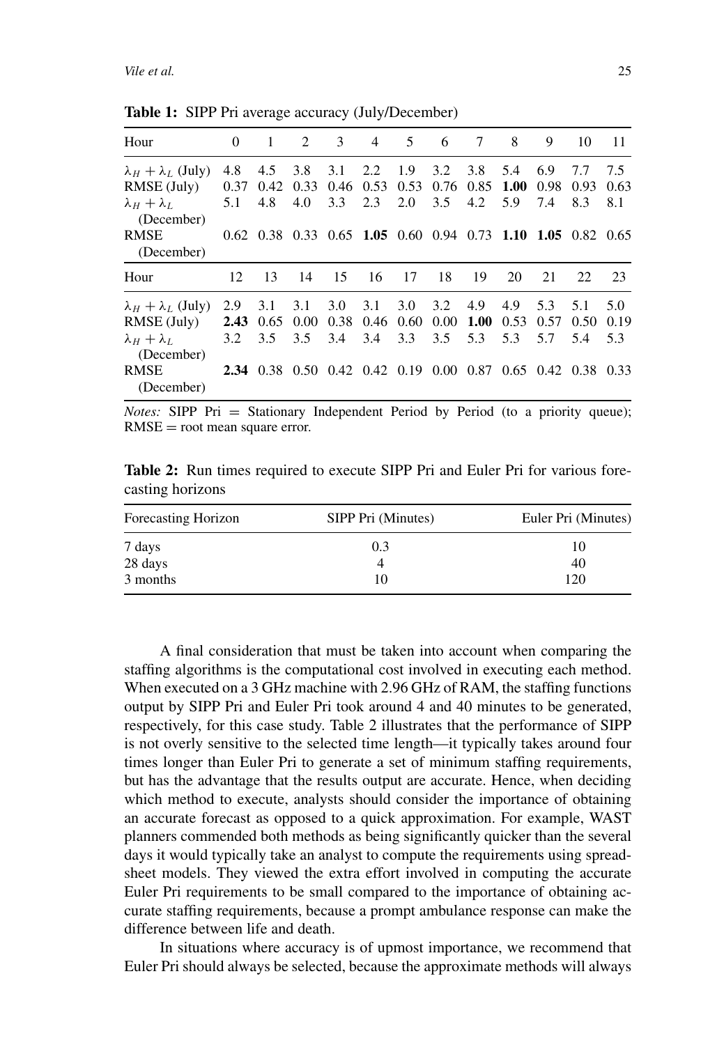**Table 1:** SIPP Pri average accuracy (July/December)

| Hour | 0 | 1 | 2 | 3 | 4 | 5 | 6 | 7 | 8 | 9 | 10 | 11 |
|---|---|---|---|---|---|---|---|---|---|---|---|---|
| $\lambda_H + \lambda_L$ (July) | 4.8 | 4.5 | 3.8 | 3.1 | 2.2 | 1.9 | 3.2 | 3.8 | 5.4 | 6.9 | 7.7 | 7.5 |
| RMSE (July) | 0.37 | 0.42 | 0.33 | 0.46 | 0.53 | 0.53 | 0.76 | 0.85 | **1.00** | 0.98 | 0.93 | 0.63 |
| $\lambda_H + \lambda_L$ (December) | 5.1 | 4.8 | 4.0 | 3.3 | 2.3 | 2.0 | 3.5 | 4.2 | 5.9 | 7.4 | 8.3 | 8.1 |
| RMSE (December) | 0.62 | 0.38 | 0.33 | 0.65 | **1.05** | 0.60 | 0.94 | 0.73 | **1.10** | **1.05** | 0.82 | 0.65 |
| **Hour** | **12** | **13** | **14** | **15** | **16** | **17** | **18** | **19** | **20** | **21** | **22** | **23** |
| $\lambda_H + \lambda_L$ (July) | 2.9 | 3.1 | 3.1 | 3.0 | 3.1 | 3.0 | 3.2 | 4.9 | 4.9 | 5.3 | 5.1 | 5.0 |
| RMSE (July) | **2.43** | 0.65 | 0.00 | 0.38 | 0.46 | 0.60 | 0.00 | **1.00** | 0.53 | 0.57 | 0.50 | 0.19 |
| $\lambda_H + \lambda_L$ (December) | 3.2 | 3.5 | 3.5 | 3.4 | 3.4 | 3.3 | 3.5 | 5.3 | 5.3 | 5.7 | 5.4 | 5.3 |
| RMSE (December) | **2.34** | 0.38 | 0.50 | 0.42 | 0.42 | 0.19 | 0.00 | 0.87 | 0.65 | 0.42 | 0.38 | 0.33 |

*Notes:* SIPP Pri = Stationary Independent Period by Period (to a priority queue); RMSE = root mean square error.

**Table 2:** Run times required to execute SIPP Pri and Euler Pri for various forecasting horizons

| Forecasting Horizon | SIPP Pri (Minutes) | Euler Pri (Minutes) |
|---|---|---|
| 7 days | 0.3 | 10 |
| 28 days | 4 | 40 |
| 3 months | 10 | 120 |

A final consideration that must be taken into account when comparing the staffing algorithms is the computational cost involved in executing each method. When executed on a 3 GHz machine with 2.96 GHz of RAM, the staffing functions output by SIPP Pri and Euler Pri took around 4 and 40 minutes to be generated, respectively, for this case study. Table 2 illustrates that the performance of SIPP is not overly sensitive to the selected time length—it typically takes around four times longer than Euler Pri to generate a set of minimum staffing requirements, but has the advantage that the results output are accurate. Hence, when deciding which method to execute, analysts should consider the importance of obtaining an accurate forecast as opposed to a quick approximation. For example, WAST planners commended both methods as being significantly quicker than the several days it would typically take an analyst to compute the requirements using spreadsheet models. They viewed the extra effort involved in computing the accurate Euler Pri requirements to be small compared to the importance of obtaining accurate staffing requirements, because a prompt ambulance response can make the difference between life and death.

In situations where accuracy is of upmost importance, we recommend that Euler Pri should always be selected, because the approximate methods will always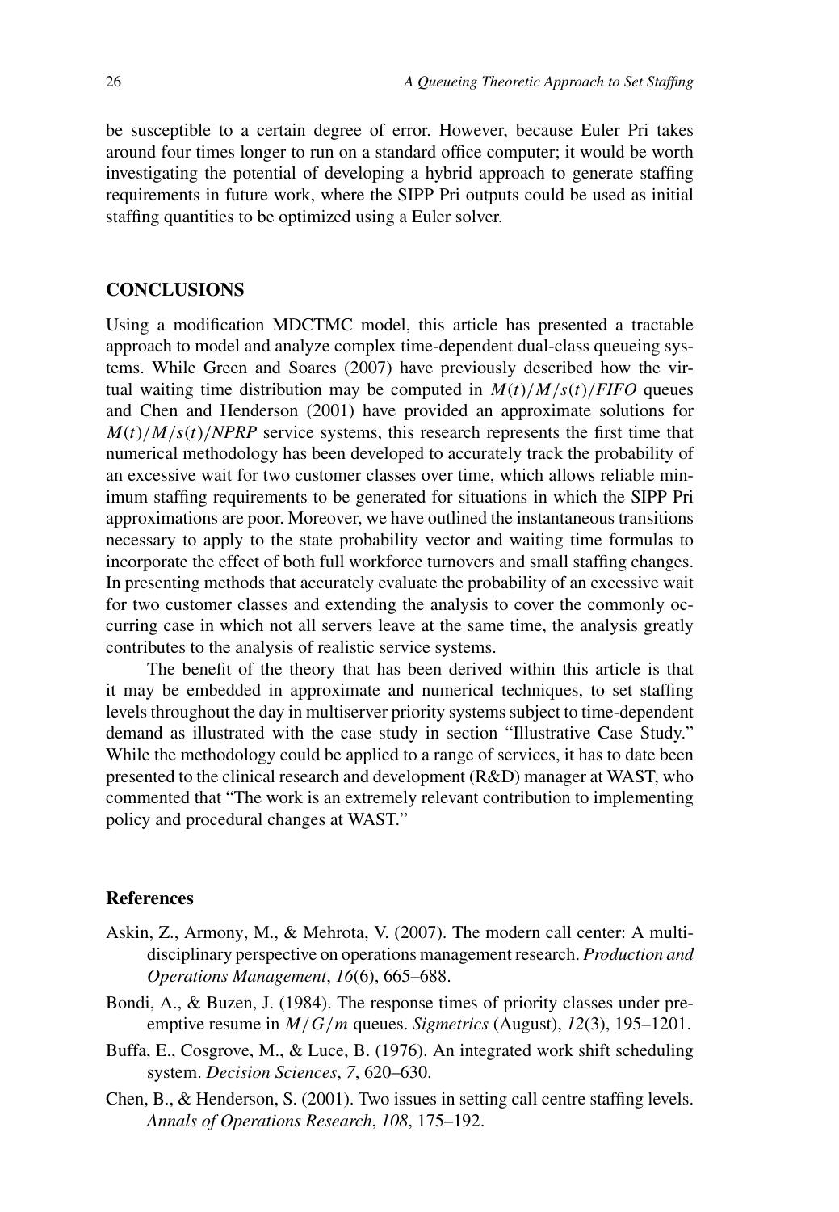be susceptible to a certain degree of error. However, because Euler Pri takes around four times longer to run on a standard office computer; it would be worth investigating the potential of developing a hybrid approach to generate staffing requirements in future work, where the SIPP Pri outputs could be used as initial staffing quantities to be optimized using a Euler solver.

## CONCLUSIONS

Using a modification MDCTMC model, this article has presented a tractable approach to model and analyze complex time-dependent dual-class queueing systems. While Green and Soares (2007) have previously described how the virtual waiting time distribution may be computed in $M(t)/M/s(t)/FIFO$ queues and Chen and Henderson (2001) have provided an approximate solutions for $M(t)/M/s(t)/NPRP$ service systems, this research represents the first time that numerical methodology has been developed to accurately track the probability of an excessive wait for two customer classes over time, which allows reliable minimum staffing requirements to be generated for situations in which the SIPP Pri approximations are poor. Moreover, we have outlined the instantaneous transitions necessary to apply to the state probability vector and waiting time formulas to incorporate the effect of both full workforce turnovers and small staffing changes. In presenting methods that accurately evaluate the probability of an excessive wait for two customer classes and extending the analysis to cover the commonly occurring case in which not all servers leave at the same time, the analysis greatly contributes to the analysis of realistic service systems.

The benefit of the theory that has been derived within this article is that it may be embedded in approximate and numerical techniques, to set staffing levels throughout the day in multiserver priority systems subject to time-dependent demand as illustrated with the case study in section "Illustrative Case Study." While the methodology could be applied to a range of services, it has to date been presented to the clinical research and development (R&D) manager at WAST, who commented that "The work is an extremely relevant contribution to implementing policy and procedural changes at WAST."

### References

Askin, Z., Armony, M., & Mehrota, V. (2007). The modern call center: A multidisciplinary perspective on operations management research. *Production and Operations Management*, *16*(6), 665–688.

Bondi, A., & Buzen, J. (1984). The response times of priority classes under preemptive resume in $M/G/m$ queues. *Sigmetrics* (August), *12*(3), 195–1201.

Buffa, E., Cosgrove, M., & Luce, B. (1976). An integrated work shift scheduling system. *Decision Sciences*, *7*, 620–630.

Chen, B., & Henderson, S. (2001). Two issues in setting call centre staffing levels. *Annals of Operations Research*, *108*, 175–192.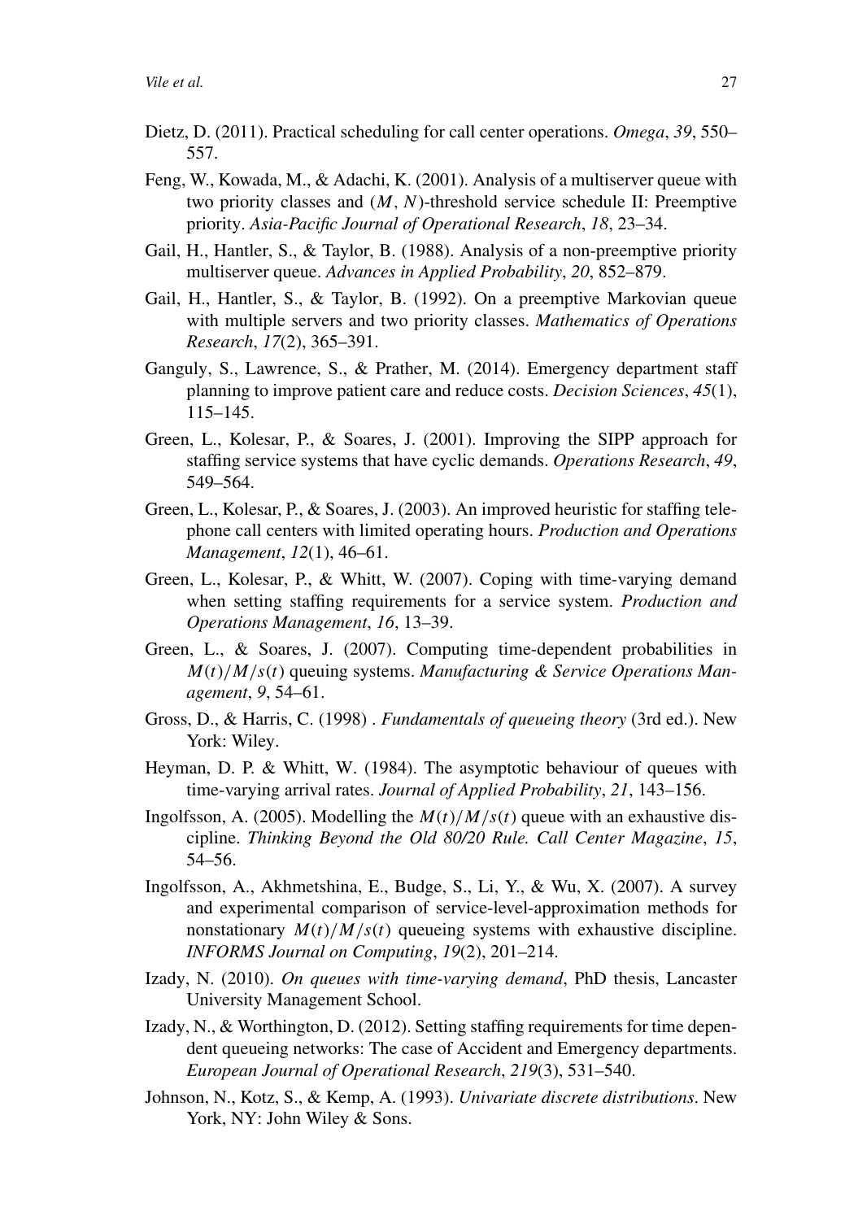Dietz, D. (2011). Practical scheduling for call center operations. *Omega*, *39*, 550–557.

Feng, W., Kowada, M., & Adachi, K. (2001). Analysis of a multiserver queue with two priority classes and $(M, N)$-threshold service schedule II: Preemptive priority. *Asia-Pacific Journal of Operational Research*, *18*, 23–34.

Gail, H., Hantler, S., & Taylor, B. (1988). Analysis of a non-preemptive priority multiserver queue. *Advances in Applied Probability*, *20*, 852–879.

Gail, H., Hantler, S., & Taylor, B. (1992). On a preemptive Markovian queue with multiple servers and two priority classes. *Mathematics of Operations Research*, *17*(2), 365–391.

Ganguly, S., Lawrence, S., & Prather, M. (2014). Emergency department staff planning to improve patient care and reduce costs. *Decision Sciences*, *45*(1), 115–145.

Green, L., Kolesar, P., & Soares, J. (2001). Improving the SIPP approach for staffing service systems that have cyclic demands. *Operations Research*, *49*, 549–564.

Green, L., Kolesar, P., & Soares, J. (2003). An improved heuristic for staffing telephone call centers with limited operating hours. *Production and Operations Management*, *12*(1), 46–61.

Green, L., Kolesar, P., & Whitt, W. (2007). Coping with time-varying demand when setting staffing requirements for a service system. *Production and Operations Management*, *16*, 13–39.

Green, L., & Soares, J. (2007). Computing time-dependent probabilities in $M(t)/M/s(t)$ queuing systems. *Manufacturing & Service Operations Management*, *9*, 54–61.

Gross, D., & Harris, C. (1998) . *Fundamentals of queueing theory* (3rd ed.). New York: Wiley.

Heyman, D. P. & Whitt, W. (1984). The asymptotic behaviour of queues with time-varying arrival rates. *Journal of Applied Probability*, *21*, 143–156.

Ingolfsson, A. (2005). Modelling the $M(t)/M/s(t)$ queue with an exhaustive discipline. *Thinking Beyond the Old 80/20 Rule. Call Center Magazine*, *15*, 54–56.

Ingolfsson, A., Akhmetshina, E., Budge, S., Li, Y., & Wu, X. (2007). A survey and experimental comparison of service-level-approximation methods for nonstationary $M(t)/M/s(t)$ queueing systems with exhaustive discipline. *INFORMS Journal on Computing*, *19*(2), 201–214.

Izady, N. (2010). *On queues with time-varying demand*, PhD thesis, Lancaster University Management School.

Izady, N., & Worthington, D. (2012). Setting staffing requirements for time dependent queueing networks: The case of Accident and Emergency departments. *European Journal of Operational Research*, *219*(3), 531–540.

Johnson, N., Kotz, S., & Kemp, A. (1993). *Univariate discrete distributions*. New York, NY: John Wiley & Sons.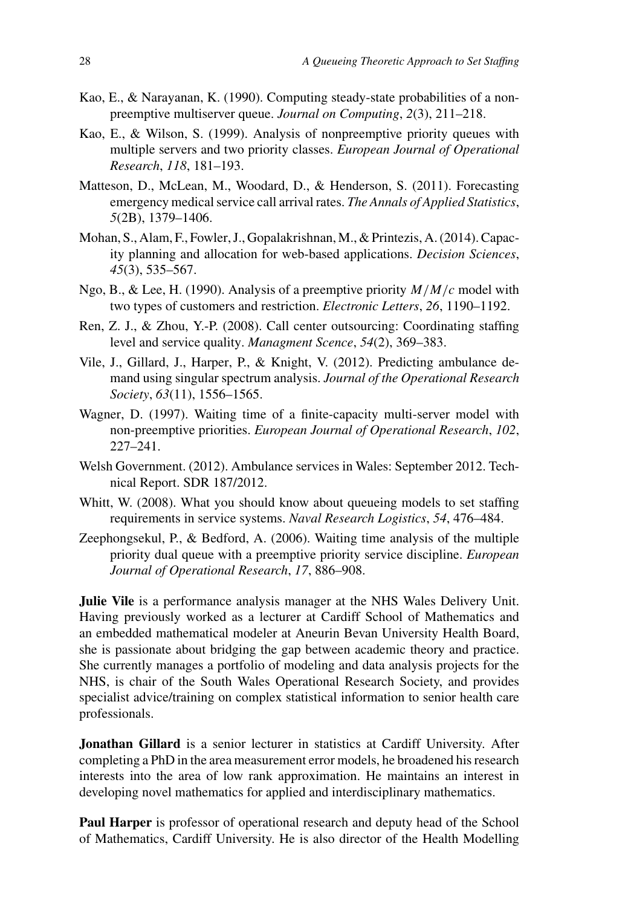Kao, E., & Narayanan, K. (1990). Computing steady-state probabilities of a non-preemptive multiserver queue. *Journal on Computing*, *2*(3), 211–218.

Kao, E., & Wilson, S. (1999). Analysis of nonpreemptive priority queues with multiple servers and two priority classes. *European Journal of Operational Research*, *118*, 181–193.

Matteson, D., McLean, M., Woodard, D., & Henderson, S. (2011). Forecasting emergency medical service call arrival rates. *The Annals of Applied Statistics*, *5*(2B), 1379–1406.

Mohan, S., Alam, F., Fowler, J., Gopalakrishnan, M., & Printezis, A. (2014). Capacity planning and allocation for web-based applications. *Decision Sciences*, *45*(3), 535–567.

Ngo, B., & Lee, H. (1990). Analysis of a preemptive priority $M/M/c$ model with two types of customers and restriction. *Electronic Letters*, *26*, 1190–1192.

Ren, Z. J., & Zhou, Y.-P. (2008). Call center outsourcing: Coordinating staffing level and service quality. *Managment Scence*, *54*(2), 369–383.

Vile, J., Gillard, J., Harper, P., & Knight, V. (2012). Predicting ambulance demand using singular spectrum analysis. *Journal of the Operational Research Society*, *63*(11), 1556–1565.

Wagner, D. (1997). Waiting time of a finite-capacity multi-server model with non-preemptive priorities. *European Journal of Operational Research*, *102*, 227–241.

Welsh Government. (2012). Ambulance services in Wales: September 2012. Technical Report. SDR 187/2012.

Whitt, W. (2008). What you should know about queueing models to set staffing requirements in service systems. *Naval Research Logistics*, *54*, 476–484.

Zeephongsekul, P., & Bedford, A. (2006). Waiting time analysis of the multiple priority dual queue with a preemptive priority service discipline. *European Journal of Operational Research*, *17*, 886–908.

**Julie Vile** is a performance analysis manager at the NHS Wales Delivery Unit. Having previously worked as a lecturer at Cardiff School of Mathematics and an embedded mathematical modeler at Aneurin Bevan University Health Board, she is passionate about bridging the gap between academic theory and practice. She currently manages a portfolio of modeling and data analysis projects for the NHS, is chair of the South Wales Operational Research Society, and provides specialist advice/training on complex statistical information to senior health care professionals.

**Jonathan Gillard** is a senior lecturer in statistics at Cardiff University. After completing a PhD in the area measurement error models, he broadened his research interests into the area of low rank approximation. He maintains an interest in developing novel mathematics for applied and interdisciplinary mathematics.

**Paul Harper** is professor of operational research and deputy head of the School of Mathematics, Cardiff University. He is also director of the Health Modelling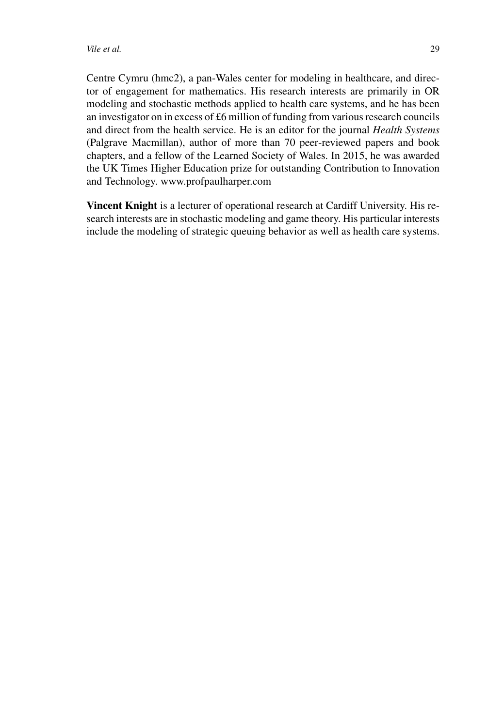Centre Cymru (hmc2), a pan-Wales center for modeling in healthcare, and director of engagement for mathematics. His research interests are primarily in OR modeling and stochastic methods applied to health care systems, and he has been an investigator on in excess of £6 million of funding from various research councils and direct from the health service. He is an editor for the journal *Health Systems* (Palgrave Macmillan), author of more than 70 peer-reviewed papers and book chapters, and a fellow of the Learned Society of Wales. In 2015, he was awarded the UK Times Higher Education prize for outstanding Contribution to Innovation and Technology. www.profpaulharper.com

**Vincent Knight** is a lecturer of operational research at Cardiff University. His research interests are in stochastic modeling and game theory. His particular interests include the modeling of strategic queuing behavior as well as health care systems.